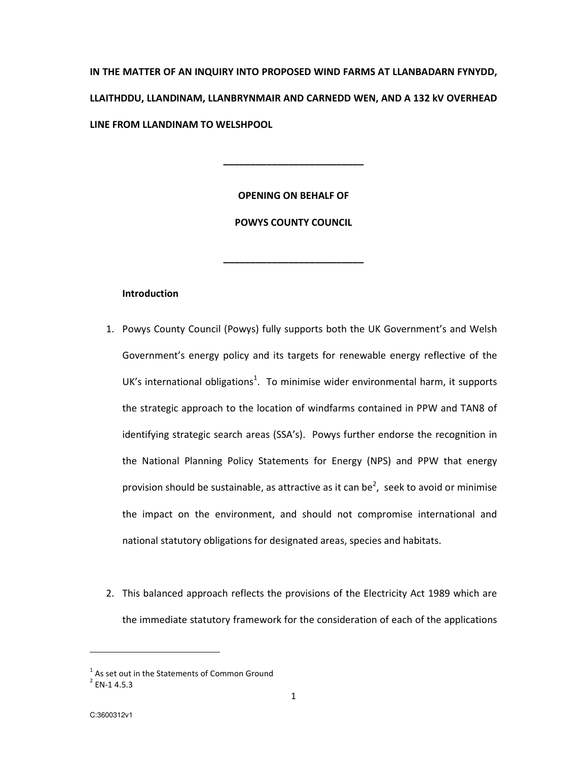**IN THE MATTER OF AN INQUIRY INTO PROPOSED WIND FARMS AT LLANBADARN FYNYDD, LLAITHDDU, LLANDINAM, LLANBRYNMAIR AND CARNEDD WEN, AND A 132 kV OVERHEAD LINE FROM LLANDINAM TO WELSHPOOL**

---

**OPENING ON BEHALF OF**

**POWYS COUNTY COUNCIL**

---

**Introduction**

1. Powys County Council (Powys) fully supports both the UK Government's and Welsh Government's energy policy and its targets for renewable energy reflective of the UK's international obligations[1]. To minimise wider environmental harm, it supports the strategic approach to the location of windfarms contained in PPW and TAN8 of identifying strategic search areas (SSA's). Powys further endorse the recognition in the National Planning Policy Statements for Energy (NPS) and PPW that energy provision should be sustainable, as attractive as it can be[2], seek to avoid or minimise the impact on the environment, and should not compromise international and national statutory obligations for designated areas, species and habitats.

2. This balanced approach reflects the provisions of the Electricity Act 1989 which are the immediate statutory framework for the consideration of each of the applications

---

[1] As set out in the Statements of Common Ground

[2] EN-1 4.5.3

C:3600312v1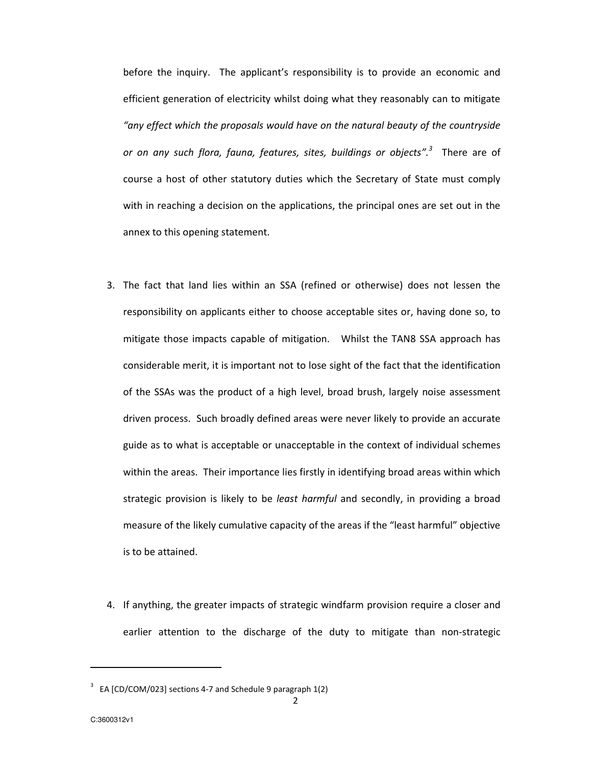before the inquiry. The applicant's responsibility is to provide an economic and efficient generation of electricity whilst doing what they reasonably can to mitigate *"any effect which the proposals would have on the natural beauty of the countryside or on any such flora, fauna, features, sites, buildings or objects".*[3] There are of course a host of other statutory duties which the Secretary of State must comply with in reaching a decision on the applications, the principal ones are set out in the annex to this opening statement.

3. The fact that land lies within an SSA (refined or otherwise) does not lessen the responsibility on applicants either to choose acceptable sites or, having done so, to mitigate those impacts capable of mitigation. Whilst the TAN8 SSA approach has considerable merit, it is important not to lose sight of the fact that the identification of the SSAs was the product of a high level, broad brush, largely noise assessment driven process. Such broadly defined areas were never likely to provide an accurate guide as to what is acceptable or unacceptable in the context of individual schemes within the areas. Their importance lies firstly in identifying broad areas within which strategic provision is likely to be *least harmful* and secondly, in providing a broad measure of the likely cumulative capacity of the areas if the "least harmful" objective is to be attained.

4. If anything, the greater impacts of strategic windfarm provision require a closer and earlier attention to the discharge of the duty to mitigate than non-strategic

---

[3] EA [CD/COM/023] sections 4-7 and Schedule 9 paragraph 1(2)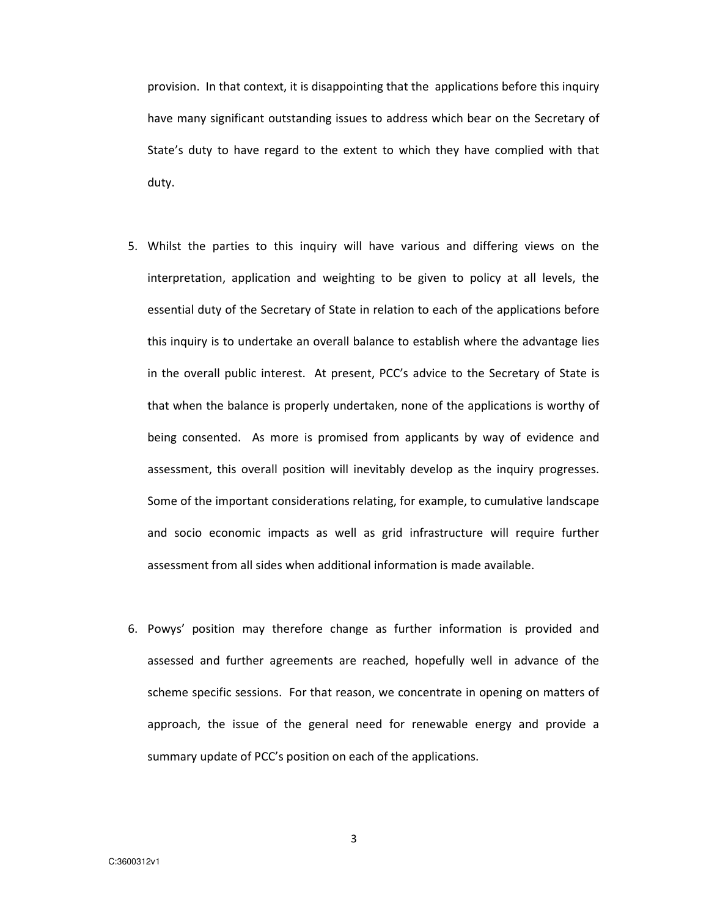provision. In that context, it is disappointing that the applications before this inquiry have many significant outstanding issues to address which bear on the Secretary of State's duty to have regard to the extent to which they have complied with that duty.

5. Whilst the parties to this inquiry will have various and differing views on the interpretation, application and weighting to be given to policy at all levels, the essential duty of the Secretary of State in relation to each of the applications before this inquiry is to undertake an overall balance to establish where the advantage lies in the overall public interest. At present, PCC's advice to the Secretary of State is that when the balance is properly undertaken, none of the applications is worthy of being consented. As more is promised from applicants by way of evidence and assessment, this overall position will inevitably develop as the inquiry progresses. Some of the important considerations relating, for example, to cumulative landscape and socio economic impacts as well as grid infrastructure will require further assessment from all sides when additional information is made available.

6. Powys' position may therefore change as further information is provided and assessed and further agreements are reached, hopefully well in advance of the scheme specific sessions. For that reason, we concentrate in opening on matters of approach, the issue of the general need for renewable energy and provide a summary update of PCC's position on each of the applications.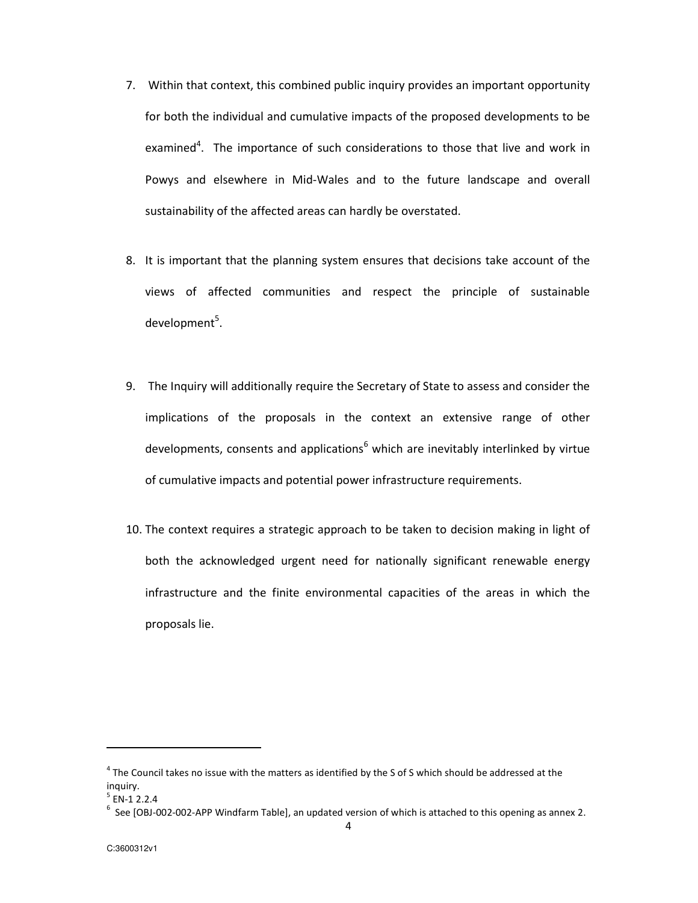7. Within that context, this combined public inquiry provides an important opportunity for both the individual and cumulative impacts of the proposed developments to be examined[4]. The importance of such considerations to those that live and work in Powys and elsewhere in Mid-Wales and to the future landscape and overall sustainability of the affected areas can hardly be overstated.

8. It is important that the planning system ensures that decisions take account of the views of affected communities and respect the principle of sustainable development[5].

9. The Inquiry will additionally require the Secretary of State to assess and consider the implications of the proposals in the context an extensive range of other developments, consents and applications[6] which are inevitably interlinked by virtue of cumulative impacts and potential power infrastructure requirements.

10. The context requires a strategic approach to be taken to decision making in light of both the acknowledged urgent need for nationally significant renewable energy infrastructure and the finite environmental capacities of the areas in which the proposals lie.

---

[4] The Council takes no issue with the matters as identified by the S of S which should be addressed at the inquiry.

[5] EN-1 2.2.4

[6] See [OBJ-002-002-APP Windfarm Table], an updated version of which is attached to this opening as annex 2.

C:3600312v1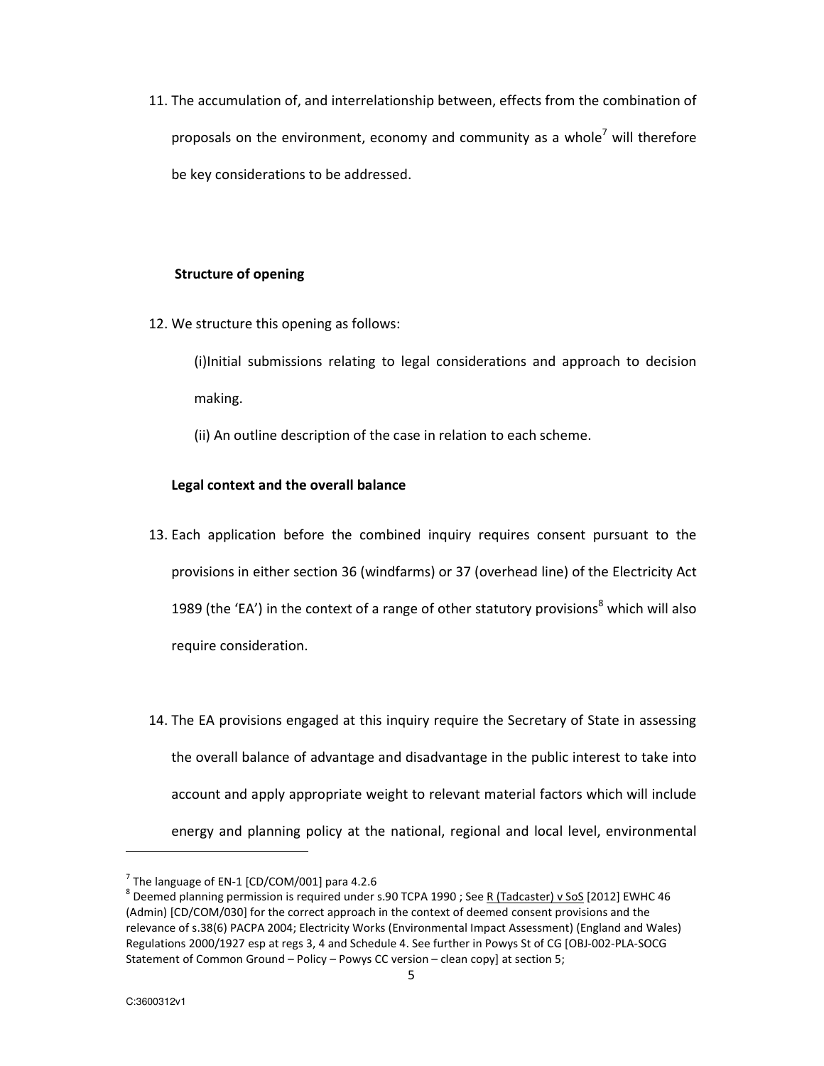11. The accumulation of, and interrelationship between, effects from the combination of proposals on the environment, economy and community as a whole[7] will therefore be key considerations to be addressed.

**Structure of opening**

12. We structure this opening as follows:

    (i)Initial submissions relating to legal considerations and approach to decision making.

    (ii) An outline description of the case in relation to each scheme.

**Legal context and the overall balance**

13. Each application before the combined inquiry requires consent pursuant to the provisions in either section 36 (windfarms) or 37 (overhead line) of the Electricity Act 1989 (the 'EA') in the context of a range of other statutory provisions[8] which will also require consideration.

14. The EA provisions engaged at this inquiry require the Secretary of State in assessing the overall balance of advantage and disadvantage in the public interest to take into account and apply appropriate weight to relevant material factors which will include energy and planning policy at the national, regional and local level, environmental

---

[7] The language of EN-1 [CD/COM/001] para 4.2.6

[8] Deemed planning permission is required under s.90 TCPA 1990 ; See R (Tadcaster) v SoS [2012] EWHC 46 (Admin) [CD/COM/030] for the correct approach in the context of deemed consent provisions and the relevance of s.38(6) PACPA 2004; Electricity Works (Environmental Impact Assessment) (England and Wales) Regulations 2000/1927 esp at regs 3, 4 and Schedule 4. See further in Powys St of CG [OBJ-002-PLA-SOCG Statement of Common Ground – Policy – Powys CC version – clean copy] at section 5;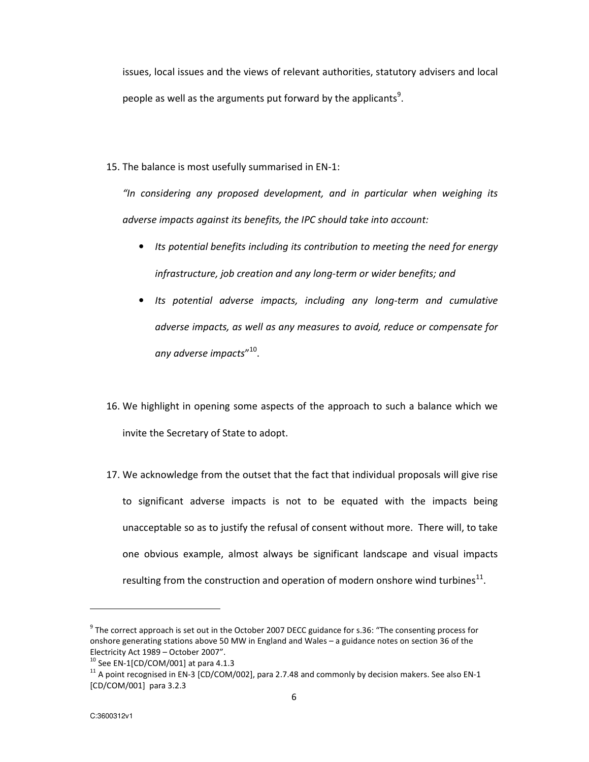issues, local issues and the views of relevant authorities, statutory advisers and local people as well as the arguments put forward by the applicants[9].

15. The balance is most usefully summarised in EN-1:

*"In considering any proposed development, and in particular when weighing its adverse impacts against its benefits, the IPC should take into account:*

- *Its potential benefits including its contribution to meeting the need for energy infrastructure, job creation and any long-term or wider benefits; and*
- *Its potential adverse impacts, including any long-term and cumulative adverse impacts, as well as any measures to avoid, reduce or compensate for any adverse impacts*"[10].

16. We highlight in opening some aspects of the approach to such a balance which we invite the Secretary of State to adopt.

17. We acknowledge from the outset that the fact that individual proposals will give rise to significant adverse impacts is not to be equated with the impacts being unacceptable so as to justify the refusal of consent without more. There will, to take one obvious example, almost always be significant landscape and visual impacts resulting from the construction and operation of modern onshore wind turbines[11].

---

[9] The correct approach is set out in the October 2007 DECC guidance for s.36: "The consenting process for onshore generating stations above 50 MW in England and Wales – a guidance notes on section 36 of the Electricity Act 1989 – October 2007".

[10] See EN-1[CD/COM/001] at para 4.1.3

[11] A point recognised in EN-3 [CD/COM/002], para 2.7.48 and commonly by decision makers. See also EN-1 [CD/COM/001] para 3.2.3

C:3600312v1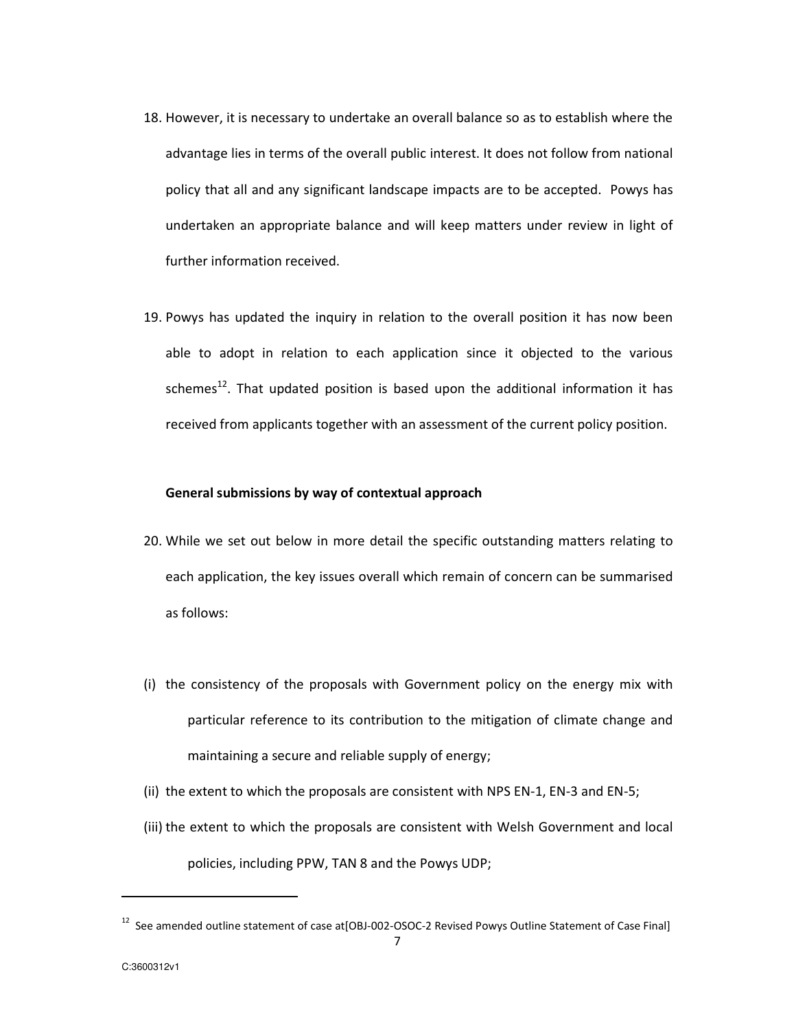18. However, it is necessary to undertake an overall balance so as to establish where the advantage lies in terms of the overall public interest. It does not follow from national policy that all and any significant landscape impacts are to be accepted. Powys has undertaken an appropriate balance and will keep matters under review in light of further information received.

19. Powys has updated the inquiry in relation to the overall position it has now been able to adopt in relation to each application since it objected to the various schemes[12]. That updated position is based upon the additional information it has received from applicants together with an assessment of the current policy position.

**General submissions by way of contextual approach**

20. While we set out below in more detail the specific outstanding matters relating to each application, the key issues overall which remain of concern can be summarised as follows:

(i) the consistency of the proposals with Government policy on the energy mix with particular reference to its contribution to the mitigation of climate change and maintaining a secure and reliable supply of energy;

(ii) the extent to which the proposals are consistent with NPS EN-1, EN-3 and EN-5;

(iii) the extent to which the proposals are consistent with Welsh Government and local policies, including PPW, TAN 8 and the Powys UDP;

---

[12] See amended outline statement of case at[OBJ-002-OSOC-2 Revised Powys Outline Statement of Case Final]

C:3600312v1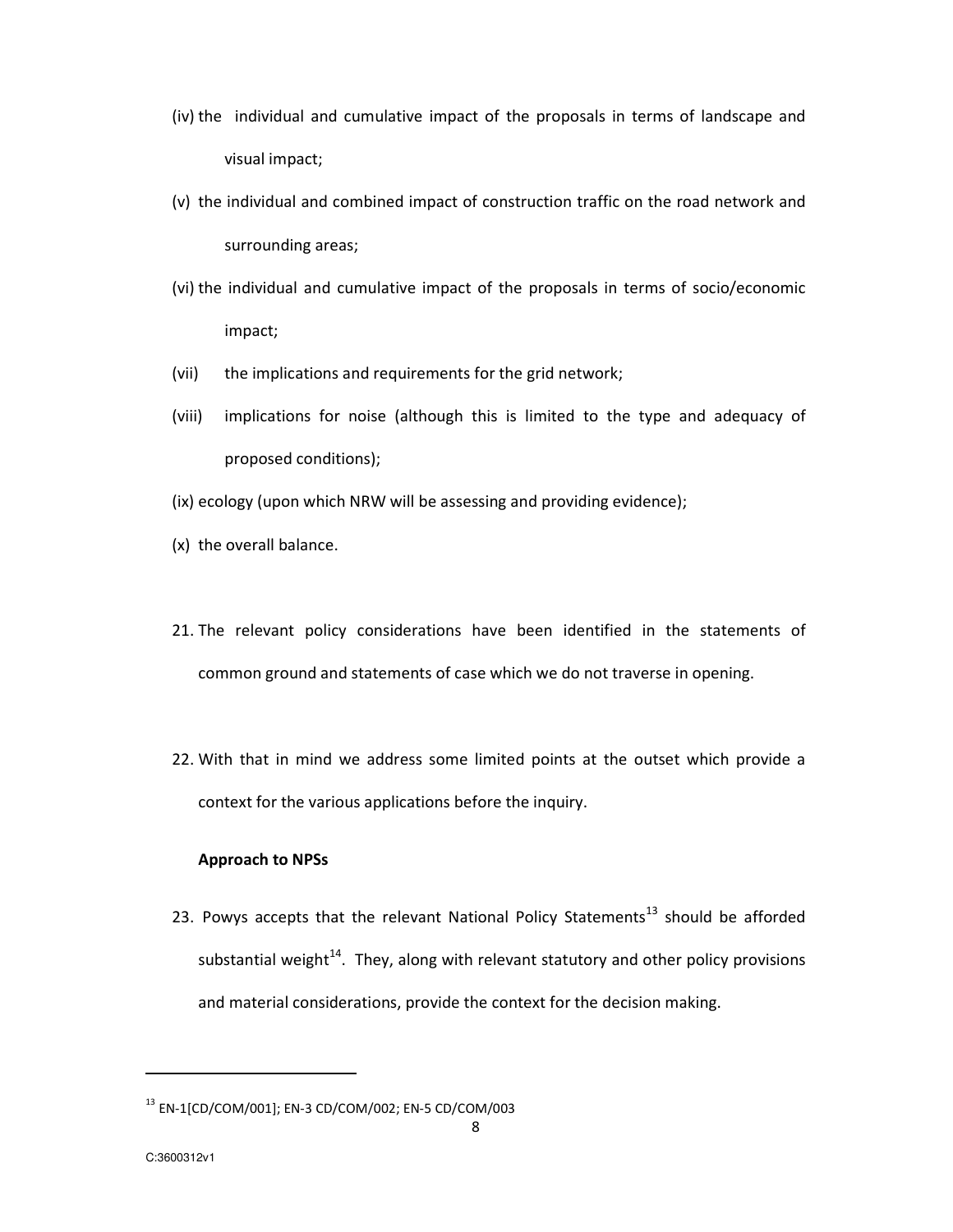(iv) the individual and cumulative impact of the proposals in terms of landscape and visual impact;

(v) the individual and combined impact of construction traffic on the road network and surrounding areas;

(vi) the individual and cumulative impact of the proposals in terms of socio/economic impact;

(vii) the implications and requirements for the grid network;

(viii) implications for noise (although this is limited to the type and adequacy of proposed conditions);

(ix) ecology (upon which NRW will be assessing and providing evidence);

(x) the overall balance.

21. The relevant policy considerations have been identified in the statements of common ground and statements of case which we do not traverse in opening.

22. With that in mind we address some limited points at the outset which provide a context for the various applications before the inquiry.

**Approach to NPSs**

23. Powys accepts that the relevant National Policy Statements[13] should be afforded substantial weight[14]. They, along with relevant statutory and other policy provisions and material considerations, provide the context for the decision making.

---

[13] EN-1[CD/COM/001]; EN-3 CD/COM/002; EN-5 CD/COM/003

C:3600312v1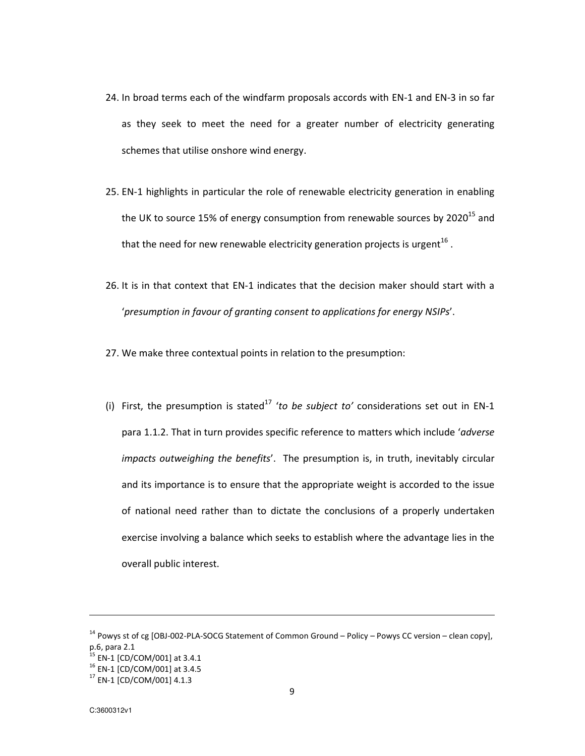24. In broad terms each of the windfarm proposals accords with EN-1 and EN-3 in so far as they seek to meet the need for a greater number of electricity generating schemes that utilise onshore wind energy.

25. EN-1 highlights in particular the role of renewable electricity generation in enabling the UK to source 15% of energy consumption from renewable sources by 2020[15] and that the need for new renewable electricity generation projects is urgent[16].

26. It is in that context that EN-1 indicates that the decision maker should start with a '*presumption in favour of granting consent to applications for energy NSIPs*'.

27. We make three contextual points in relation to the presumption:

(i) First, the presumption is stated[17] '*to be subject to'* considerations set out in EN-1 para 1.1.2. That in turn provides specific reference to matters which include '*adverse impacts outweighing the benefits*'. The presumption is, in truth, inevitably circular and its importance is to ensure that the appropriate weight is accorded to the issue of national need rather than to dictate the conclusions of a properly undertaken exercise involving a balance which seeks to establish where the advantage lies in the overall public interest.

---

[14] Powys st of cg [OBJ-002-PLA-SOCG Statement of Common Ground – Policy – Powys CC version – clean copy], p.6, para 2.1

[15] EN-1 [CD/COM/001] at 3.4.1

[16] EN-1 [CD/COM/001] at 3.4.5

[17] EN-1 [CD/COM/001] 4.1.3

C:3600312v1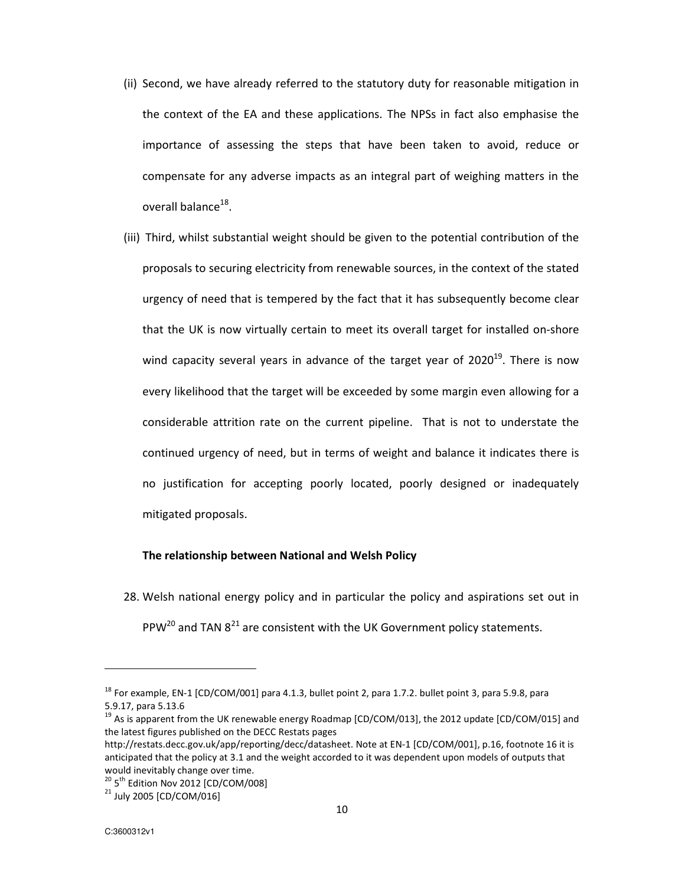(ii) Second, we have already referred to the statutory duty for reasonable mitigation in the context of the EA and these applications. The NPSs in fact also emphasise the importance of assessing the steps that have been taken to avoid, reduce or compensate for any adverse impacts as an integral part of weighing matters in the overall balance[18].

(iii) Third, whilst substantial weight should be given to the potential contribution of the proposals to securing electricity from renewable sources, in the context of the stated urgency of need that is tempered by the fact that it has subsequently become clear that the UK is now virtually certain to meet its overall target for installed on-shore wind capacity several years in advance of the target year of 2020[19]. There is now every likelihood that the target will be exceeded by some margin even allowing for a considerable attrition rate on the current pipeline. That is not to understate the continued urgency of need, but in terms of weight and balance it indicates there is no justification for accepting poorly located, poorly designed or inadequately mitigated proposals.

**The relationship between National and Welsh Policy**

28. Welsh national energy policy and in particular the policy and aspirations set out in PPW[20] and TAN 8[21] are consistent with the UK Government policy statements.

---

[18] For example, EN-1 [CD/COM/001] para 4.1.3, bullet point 2, para 1.7.2. bullet point 3, para 5.9.8, para 5.9.17, para 5.13.6

[19] As is apparent from the UK renewable energy Roadmap [CD/COM/013], the 2012 update [CD/COM/015] and the latest figures published on the DECC Restats pages http://restats.decc.gov.uk/app/reporting/decc/datasheet. Note at EN-1 [CD/COM/001], p.16, footnote 16 it is anticipated that the policy at 3.1 and the weight accorded to it was dependent upon models of outputs that would inevitably change over time.

[20] 5th Edition Nov 2012 [CD/COM/008]

[21] July 2005 [CD/COM/016]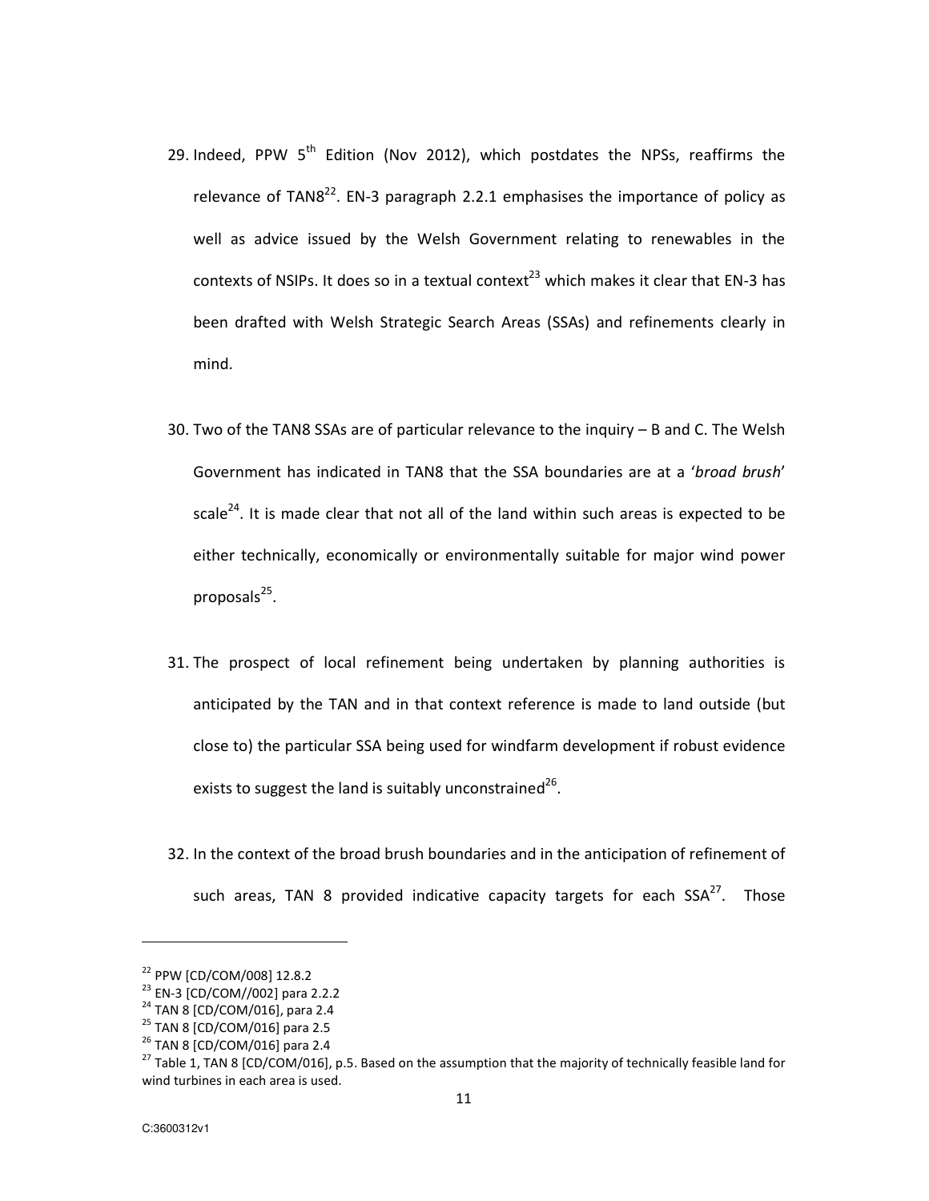29. Indeed, PPW 5th Edition (Nov 2012), which postdates the NPSs, reaffirms the relevance of TAN8[22]. EN-3 paragraph 2.2.1 emphasises the importance of policy as well as advice issued by the Welsh Government relating to renewables in the contexts of NSIPs. It does so in a textual context[23] which makes it clear that EN-3 has been drafted with Welsh Strategic Search Areas (SSAs) and refinements clearly in mind.

30. Two of the TAN8 SSAs are of particular relevance to the inquiry – B and C. The Welsh Government has indicated in TAN8 that the SSA boundaries are at a '*broad brush*' scale[24]. It is made clear that not all of the land within such areas is expected to be either technically, economically or environmentally suitable for major wind power proposals[25].

31. The prospect of local refinement being undertaken by planning authorities is anticipated by the TAN and in that context reference is made to land outside (but close to) the particular SSA being used for windfarm development if robust evidence exists to suggest the land is suitably unconstrained[26].

32. In the context of the broad brush boundaries and in the anticipation of refinement of such areas, TAN 8 provided indicative capacity targets for each SSA[27]. Those

---

[22] PPW [CD/COM/008] 12.8.2
[23] EN-3 [CD/COM//002] para 2.2.2
[24] TAN 8 [CD/COM/016], para 2.4
[25] TAN 8 [CD/COM/016] para 2.5
[26] TAN 8 [CD/COM/016] para 2.4
[27] Table 1, TAN 8 [CD/COM/016], p.5. Based on the assumption that the majority of technically feasible land for wind turbines in each area is used.

C:3600312v1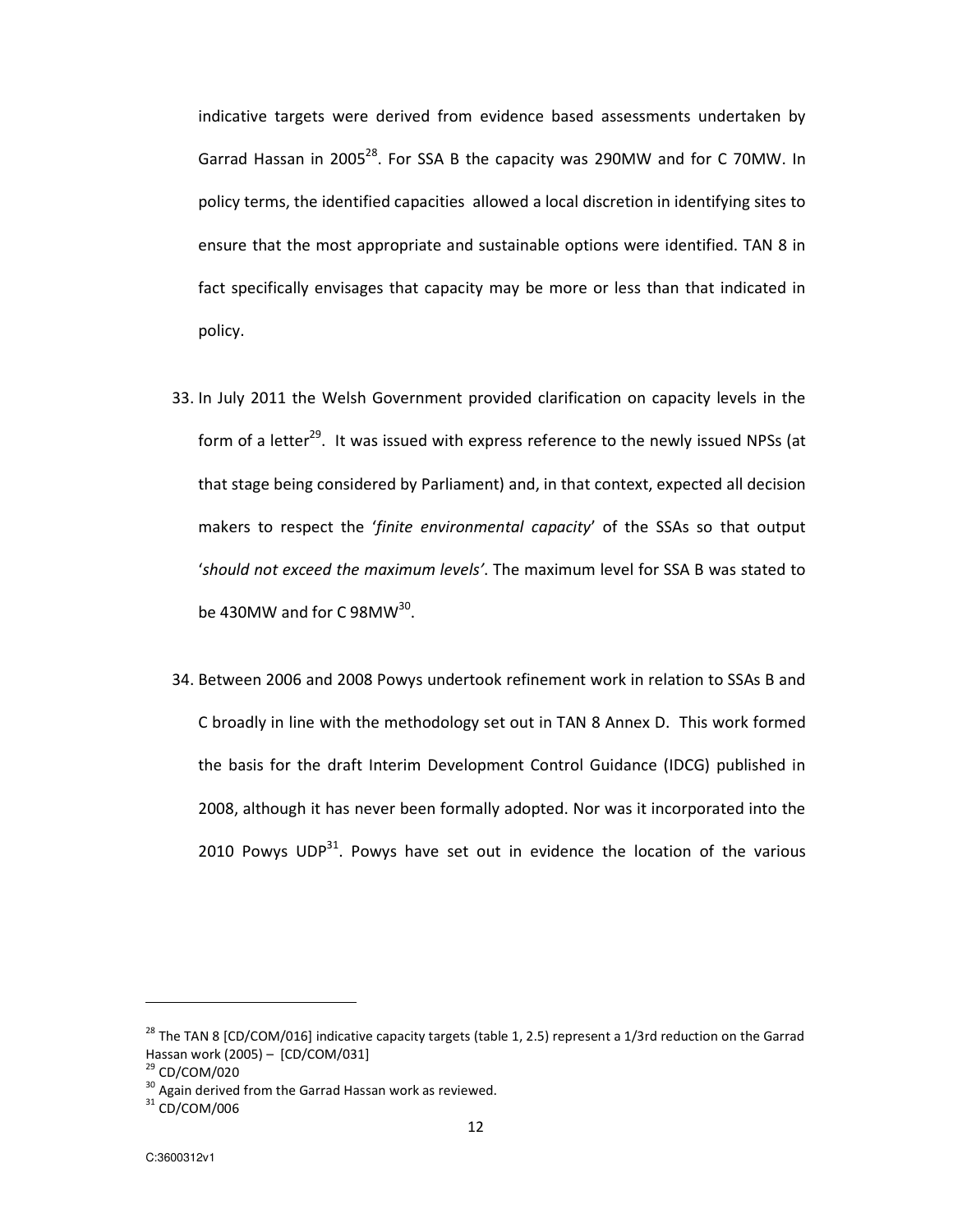indicative targets were derived from evidence based assessments undertaken by Garrad Hassan in 2005[28]. For SSA B the capacity was 290MW and for C 70MW. In policy terms, the identified capacities allowed a local discretion in identifying sites to ensure that the most appropriate and sustainable options were identified. TAN 8 in fact specifically envisages that capacity may be more or less than that indicated in policy.

33. In July 2011 the Welsh Government provided clarification on capacity levels in the form of a letter[29]. It was issued with express reference to the newly issued NPSs (at that stage being considered by Parliament) and, in that context, expected all decision makers to respect the '*finite environmental capacity*' of the SSAs so that output '*should not exceed the maximum levels'*. The maximum level for SSA B was stated to be 430MW and for C 98MW[30].

34. Between 2006 and 2008 Powys undertook refinement work in relation to SSAs B and C broadly in line with the methodology set out in TAN 8 Annex D. This work formed the basis for the draft Interim Development Control Guidance (IDCG) published in 2008, although it has never been formally adopted. Nor was it incorporated into the 2010 Powys UDP[31]. Powys have set out in evidence the location of the various

---

[28] The TAN 8 [CD/COM/016] indicative capacity targets (table 1, 2.5) represent a 1/3rd reduction on the Garrad Hassan work (2005) – [CD/COM/031]

[29] CD/COM/020

[30] Again derived from the Garrad Hassan work as reviewed.

[31] CD/COM/006

C:3600312v1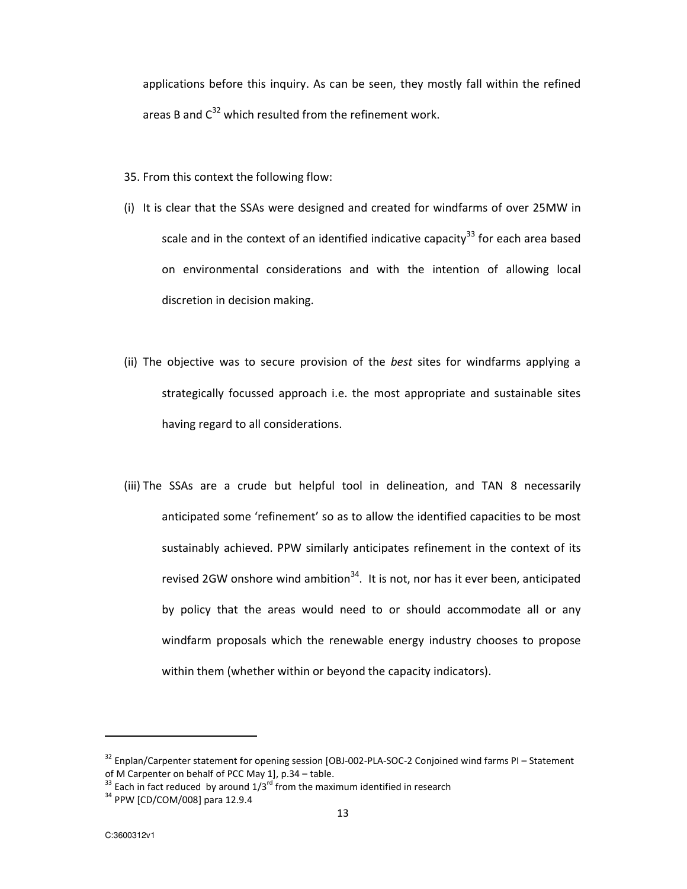applications before this inquiry. As can be seen, they mostly fall within the refined areas B and C[32] which resulted from the refinement work.

35. From this context the following flow:

(i) It is clear that the SSAs were designed and created for windfarms of over 25MW in scale and in the context of an identified indicative capacity[33] for each area based on environmental considerations and with the intention of allowing local discretion in decision making.

(ii) The objective was to secure provision of the *best* sites for windfarms applying a strategically focussed approach i.e. the most appropriate and sustainable sites having regard to all considerations.

(iii) The SSAs are a crude but helpful tool in delineation, and TAN 8 necessarily anticipated some 'refinement' so as to allow the identified capacities to be most sustainably achieved. PPW similarly anticipates refinement in the context of its revised 2GW onshore wind ambition[34]. It is not, nor has it ever been, anticipated by policy that the areas would need to or should accommodate all or any windfarm proposals which the renewable energy industry chooses to propose within them (whether within or beyond the capacity indicators).

---

[32] Enplan/Carpenter statement for opening session [OBJ-002-PLA-SOC-2 Conjoined wind farms PI – Statement of M Carpenter on behalf of PCC May 1], p.34 – table.

[33] Each in fact reduced by around 1/3rd from the maximum identified in research

[34] PPW [CD/COM/008] para 12.9.4

C:3600312v1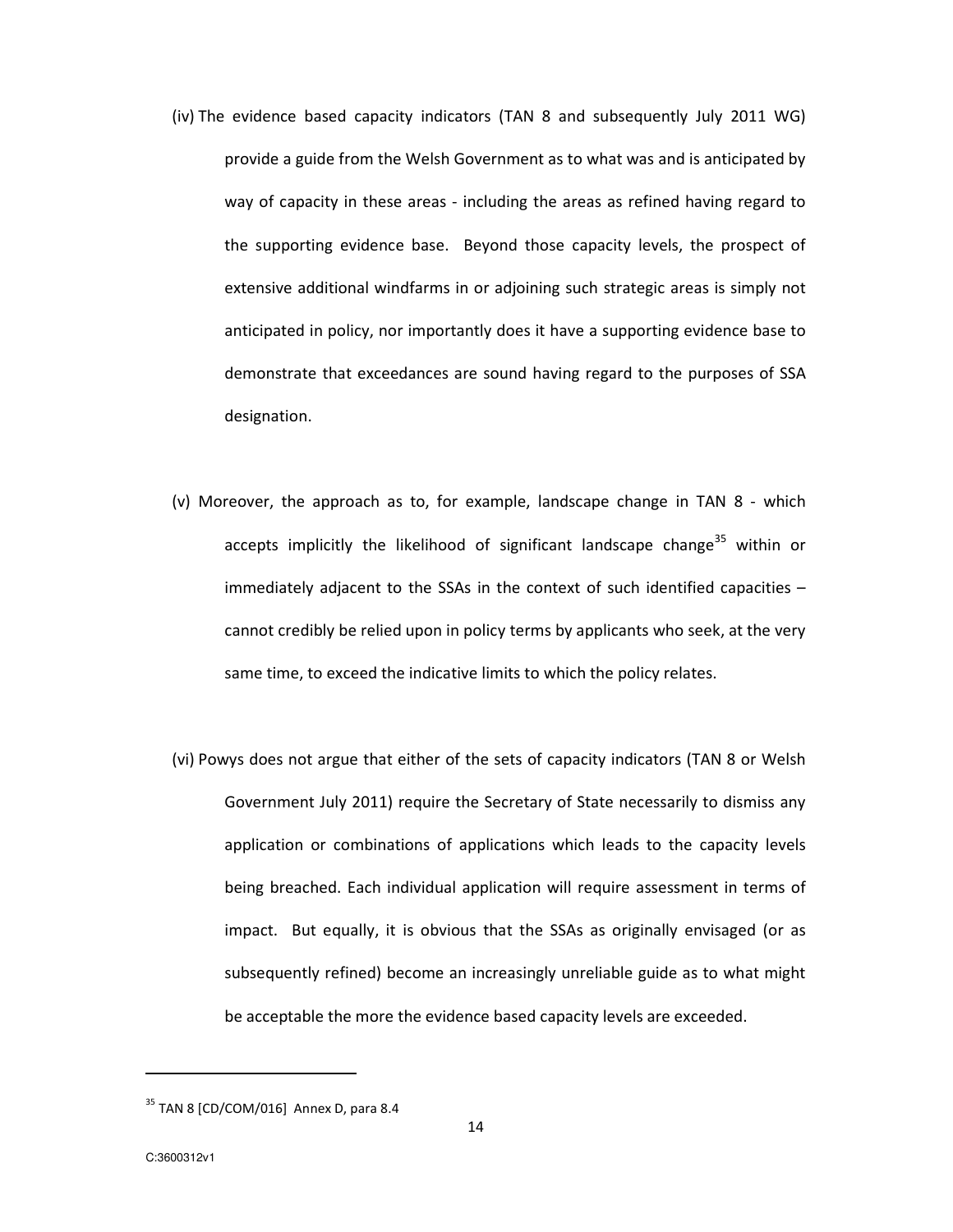(iv) The evidence based capacity indicators (TAN 8 and subsequently July 2011 WG) provide a guide from the Welsh Government as to what was and is anticipated by way of capacity in these areas - including the areas as refined having regard to the supporting evidence base. Beyond those capacity levels, the prospect of extensive additional windfarms in or adjoining such strategic areas is simply not anticipated in policy, nor importantly does it have a supporting evidence base to demonstrate that exceedances are sound having regard to the purposes of SSA designation.

(v) Moreover, the approach as to, for example, landscape change in TAN 8 - which accepts implicitly the likelihood of significant landscape change[35] within or immediately adjacent to the SSAs in the context of such identified capacities – cannot credibly be relied upon in policy terms by applicants who seek, at the very same time, to exceed the indicative limits to which the policy relates.

(vi) Powys does not argue that either of the sets of capacity indicators (TAN 8 or Welsh Government July 2011) require the Secretary of State necessarily to dismiss any application or combinations of applications which leads to the capacity levels being breached. Each individual application will require assessment in terms of impact. But equally, it is obvious that the SSAs as originally envisaged (or as subsequently refined) become an increasingly unreliable guide as to what might be acceptable the more the evidence based capacity levels are exceeded.

[35] TAN 8 [CD/COM/016] Annex D, para 8.4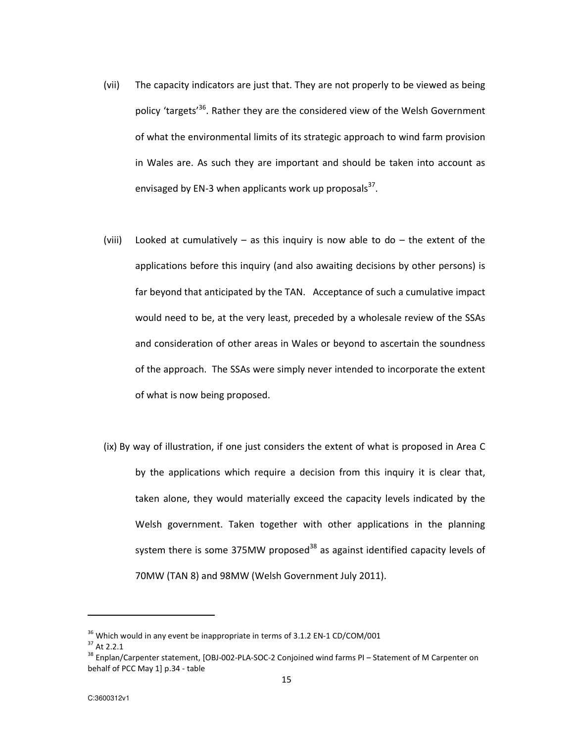(vii) The capacity indicators are just that. They are not properly to be viewed as being policy 'targets'[36]. Rather they are the considered view of the Welsh Government of what the environmental limits of its strategic approach to wind farm provision in Wales are. As such they are important and should be taken into account as envisaged by EN-3 when applicants work up proposals[37].

(viii) Looked at cumulatively – as this inquiry is now able to do – the extent of the applications before this inquiry (and also awaiting decisions by other persons) is far beyond that anticipated by the TAN. Acceptance of such a cumulative impact would need to be, at the very least, preceded by a wholesale review of the SSAs and consideration of other areas in Wales or beyond to ascertain the soundness of the approach. The SSAs were simply never intended to incorporate the extent of what is now being proposed.

(ix) By way of illustration, if one just considers the extent of what is proposed in Area C by the applications which require a decision from this inquiry it is clear that, taken alone, they would materially exceed the capacity levels indicated by the Welsh government. Taken together with other applications in the planning system there is some 375MW proposed[38] as against identified capacity levels of 70MW (TAN 8) and 98MW (Welsh Government July 2011).

---

[36] Which would in any event be inappropriate in terms of 3.1.2 EN-1 CD/COM/001

[37] At 2.2.1

[38] Enplan/Carpenter statement, [OBJ-002-PLA-SOC-2 Conjoined wind farms PI – Statement of M Carpenter on behalf of PCC May 1] p.34 - table

C:3600312v1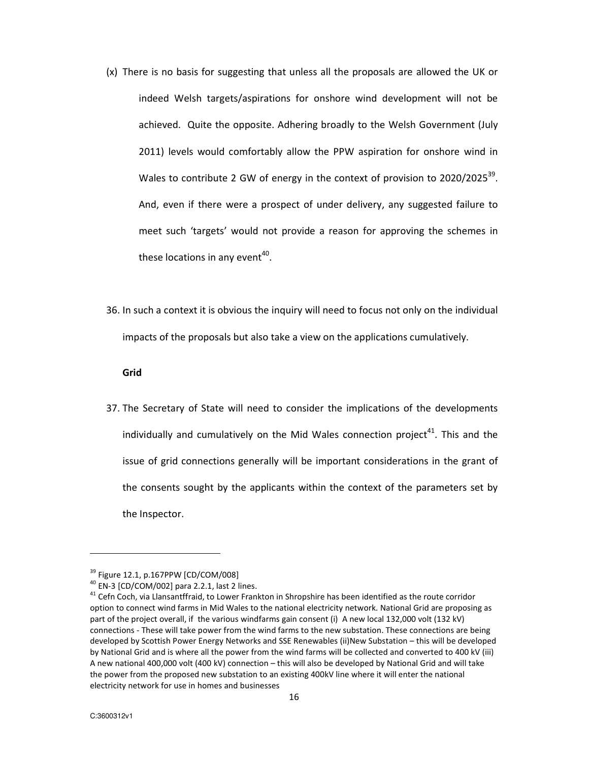(x) There is no basis for suggesting that unless all the proposals are allowed the UK or indeed Welsh targets/aspirations for onshore wind development will not be achieved. Quite the opposite. Adhering broadly to the Welsh Government (July 2011) levels would comfortably allow the PPW aspiration for onshore wind in Wales to contribute 2 GW of energy in the context of provision to 2020/2025[39]. And, even if there were a prospect of under delivery, any suggested failure to meet such 'targets' would not provide a reason for approving the schemes in these locations in any event[40].

36. In such a context it is obvious the inquiry will need to focus not only on the individual impacts of the proposals but also take a view on the applications cumulatively.

**Grid**

37. The Secretary of State will need to consider the implications of the developments individually and cumulatively on the Mid Wales connection project[41]. This and the issue of grid connections generally will be important considerations in the grant of the consents sought by the applicants within the context of the parameters set by the Inspector.

---

[39] Figure 12.1, p.167PPW [CD/COM/008]

[40] EN-3 [CD/COM/002] para 2.2.1, last 2 lines.

[41] Cefn Coch, via Llansantffraid, to Lower Frankton in Shropshire has been identified as the route corridor option to connect wind farms in Mid Wales to the national electricity network. National Grid are proposing as part of the project overall, if the various windfarms gain consent (i) A new local 132,000 volt (132 kV) connections - These will take power from the wind farms to the new substation. These connections are being developed by Scottish Power Energy Networks and SSE Renewables (ii)New Substation – this will be developed by National Grid and is where all the power from the wind farms will be collected and converted to 400 kV (iii) A new national 400,000 volt (400 kV) connection – this will also be developed by National Grid and will take the power from the proposed new substation to an existing 400kV line where it will enter the national electricity network for use in homes and businesses

C:3600312v1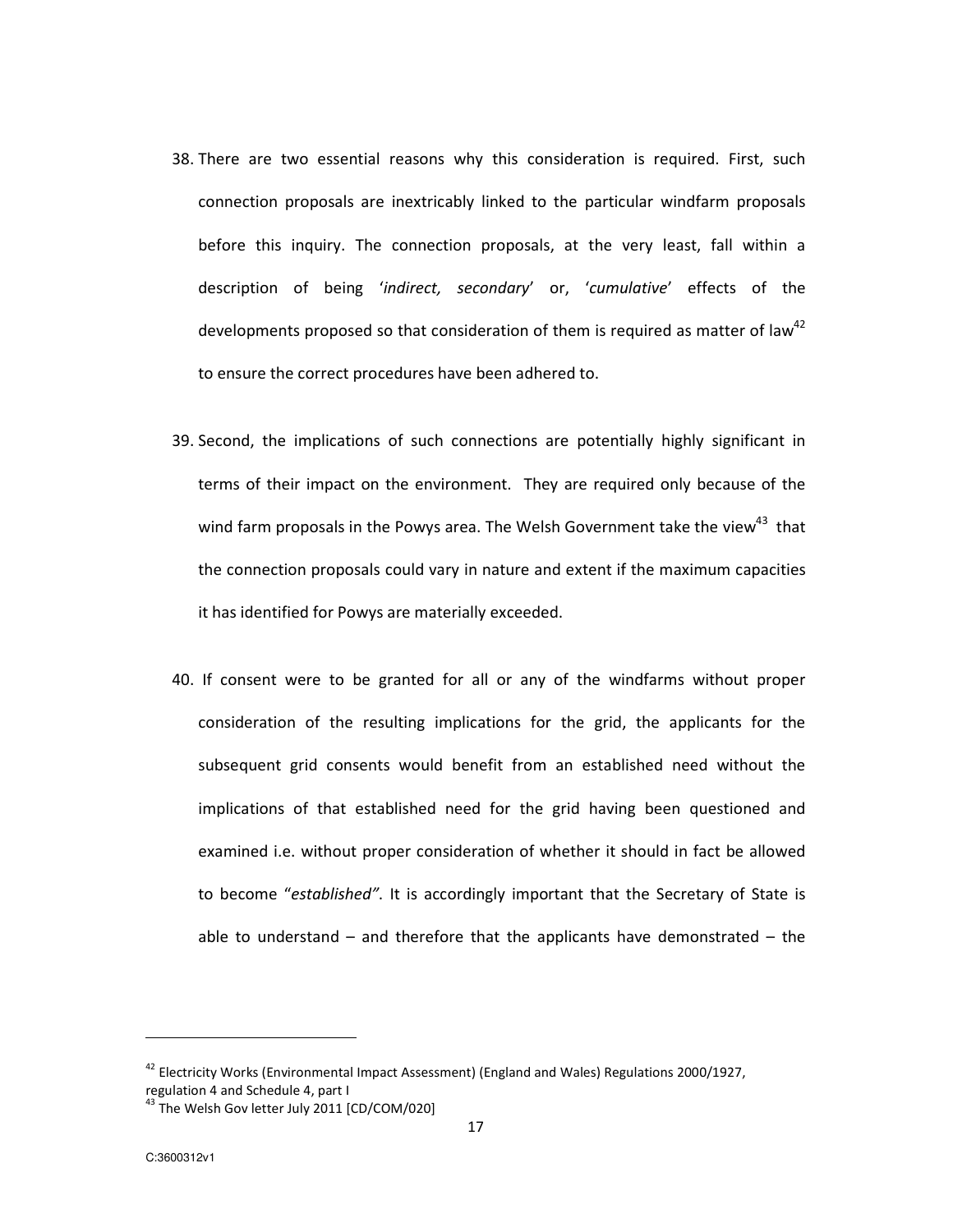38. There are two essential reasons why this consideration is required. First, such connection proposals are inextricably linked to the particular windfarm proposals before this inquiry. The connection proposals, at the very least, fall within a description of being '*indirect, secondary*' or, '*cumulative*' effects of the developments proposed so that consideration of them is required as matter of law[42] to ensure the correct procedures have been adhered to.

39. Second, the implications of such connections are potentially highly significant in terms of their impact on the environment. They are required only because of the wind farm proposals in the Powys area. The Welsh Government take the view[43] that the connection proposals could vary in nature and extent if the maximum capacities it has identified for Powys are materially exceeded.

40. If consent were to be granted for all or any of the windfarms without proper consideration of the resulting implications for the grid, the applicants for the subsequent grid consents would benefit from an established need without the implications of that established need for the grid having been questioned and examined i.e. without proper consideration of whether it should in fact be allowed to become "*established"*. It is accordingly important that the Secretary of State is able to understand – and therefore that the applicants have demonstrated – the

---

[42] Electricity Works (Environmental Impact Assessment) (England and Wales) Regulations 2000/1927, regulation 4 and Schedule 4, part I

[43] The Welsh Gov letter July 2011 [CD/COM/020]

C:3600312v1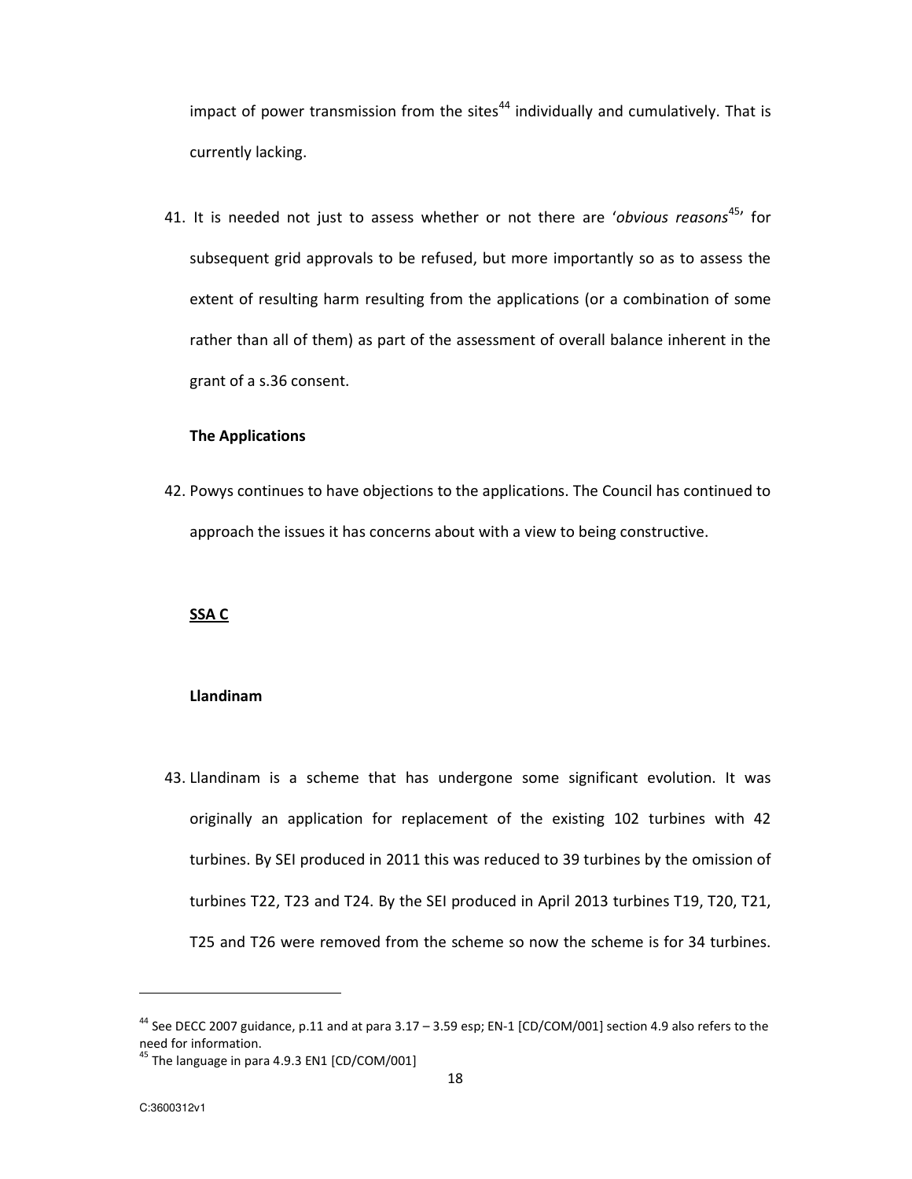impact of power transmission from the sites[44] individually and cumulatively. That is currently lacking.

41. It is needed not just to assess whether or not there are '*obvious reasons*[45]' for subsequent grid approvals to be refused, but more importantly so as to assess the extent of resulting harm resulting from the applications (or a combination of some rather than all of them) as part of the assessment of overall balance inherent in the grant of a s.36 consent.

**The Applications**

42. Powys continues to have objections to the applications. The Council has continued to approach the issues it has concerns about with a view to being constructive.

**<u>SSA C</u>**

**Llandinam**

43. Llandinam is a scheme that has undergone some significant evolution. It was originally an application for replacement of the existing 102 turbines with 42 turbines. By SEI produced in 2011 this was reduced to 39 turbines by the omission of turbines T22, T23 and T24. By the SEI produced in April 2013 turbines T19, T20, T21, T25 and T26 were removed from the scheme so now the scheme is for 34 turbines.

---

[44] See DECC 2007 guidance, p.11 and at para 3.17 – 3.59 esp; EN-1 [CD/COM/001] section 4.9 also refers to the need for information.

[45] The language in para 4.9.3 EN1 [CD/COM/001]

C:3600312v1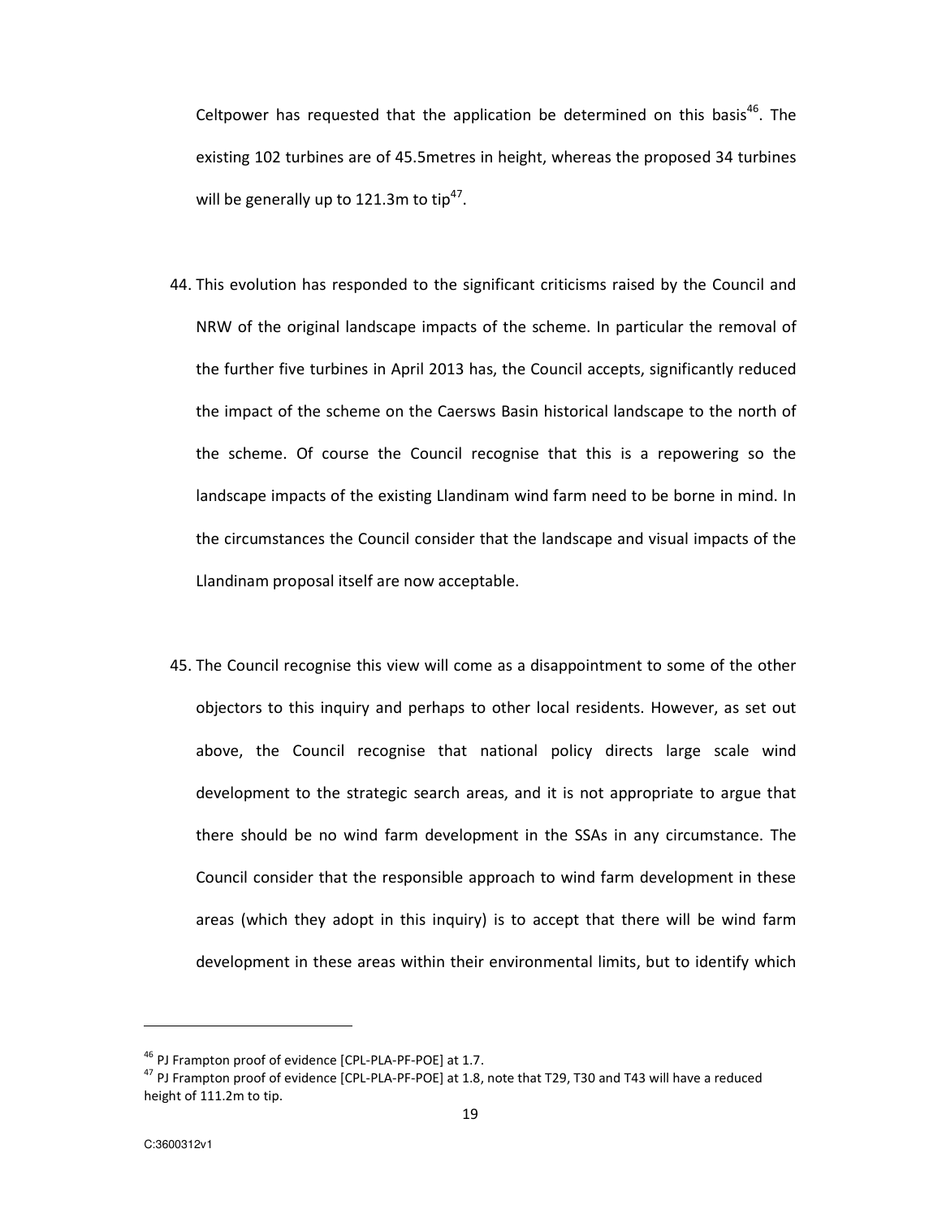Celtpower has requested that the application be determined on this basis[46]. The existing 102 turbines are of 45.5metres in height, whereas the proposed 34 turbines will be generally up to 121.3m to tip[47].

44. This evolution has responded to the significant criticisms raised by the Council and NRW of the original landscape impacts of the scheme. In particular the removal of the further five turbines in April 2013 has, the Council accepts, significantly reduced the impact of the scheme on the Caersws Basin historical landscape to the north of the scheme. Of course the Council recognise that this is a repowering so the landscape impacts of the existing Llandinam wind farm need to be borne in mind. In the circumstances the Council consider that the landscape and visual impacts of the Llandinam proposal itself are now acceptable.

45. The Council recognise this view will come as a disappointment to some of the other objectors to this inquiry and perhaps to other local residents. However, as set out above, the Council recognise that national policy directs large scale wind development to the strategic search areas, and it is not appropriate to argue that there should be no wind farm development in the SSAs in any circumstance. The Council consider that the responsible approach to wind farm development in these areas (which they adopt in this inquiry) is to accept that there will be wind farm development in these areas within their environmental limits, but to identify which

---

[46] PJ Frampton proof of evidence [CPL-PLA-PF-POE] at 1.7.

[47] PJ Frampton proof of evidence [CPL-PLA-PF-POE] at 1.8, note that T29, T30 and T43 will have a reduced height of 111.2m to tip.

C:3600312v1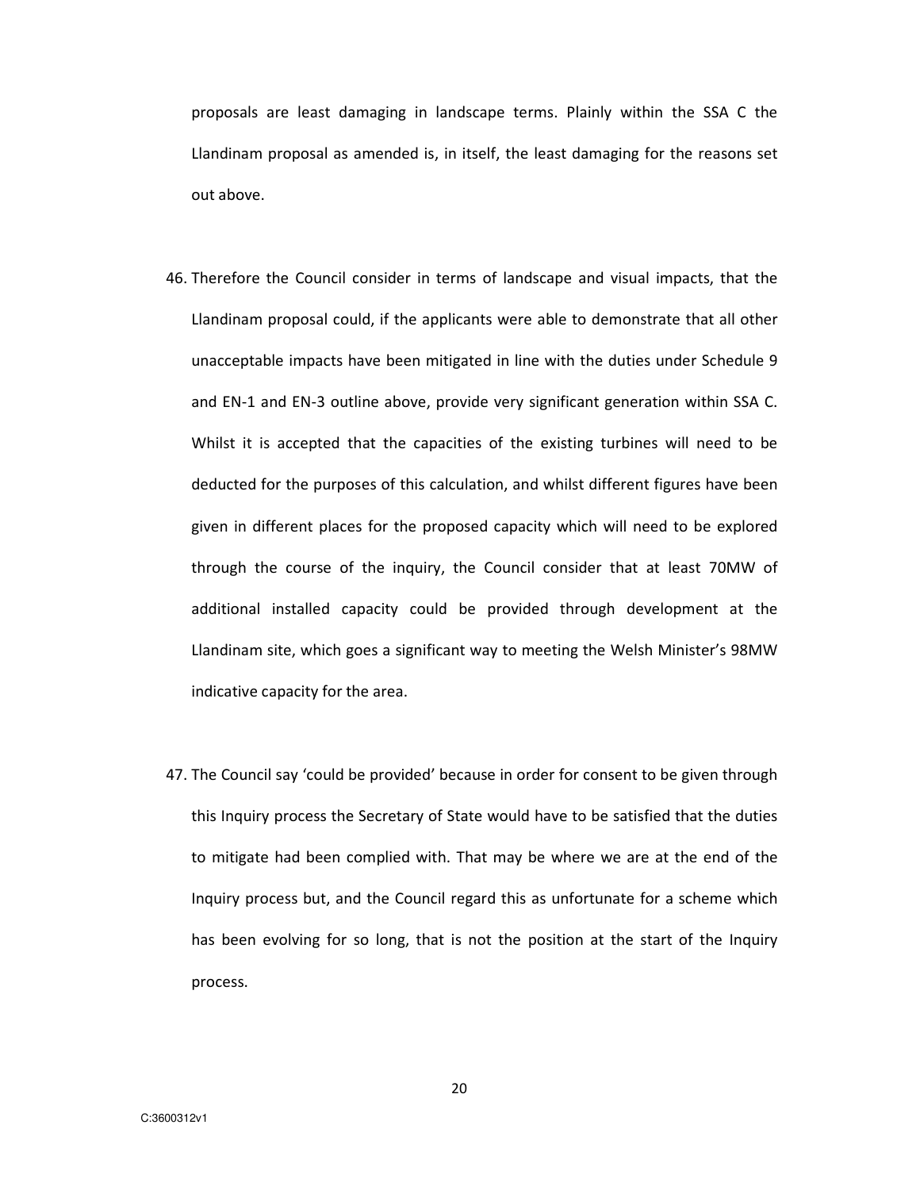proposals are least damaging in landscape terms. Plainly within the SSA C the Llandinam proposal as amended is, in itself, the least damaging for the reasons set out above.

46. Therefore the Council consider in terms of landscape and visual impacts, that the Llandinam proposal could, if the applicants were able to demonstrate that all other unacceptable impacts have been mitigated in line with the duties under Schedule 9 and EN-1 and EN-3 outline above, provide very significant generation within SSA C. Whilst it is accepted that the capacities of the existing turbines will need to be deducted for the purposes of this calculation, and whilst different figures have been given in different places for the proposed capacity which will need to be explored through the course of the inquiry, the Council consider that at least 70MW of additional installed capacity could be provided through development at the Llandinam site, which goes a significant way to meeting the Welsh Minister's 98MW indicative capacity for the area.

47. The Council say 'could be provided' because in order for consent to be given through this Inquiry process the Secretary of State would have to be satisfied that the duties to mitigate had been complied with. That may be where we are at the end of the Inquiry process but, and the Council regard this as unfortunate for a scheme which has been evolving for so long, that is not the position at the start of the Inquiry process.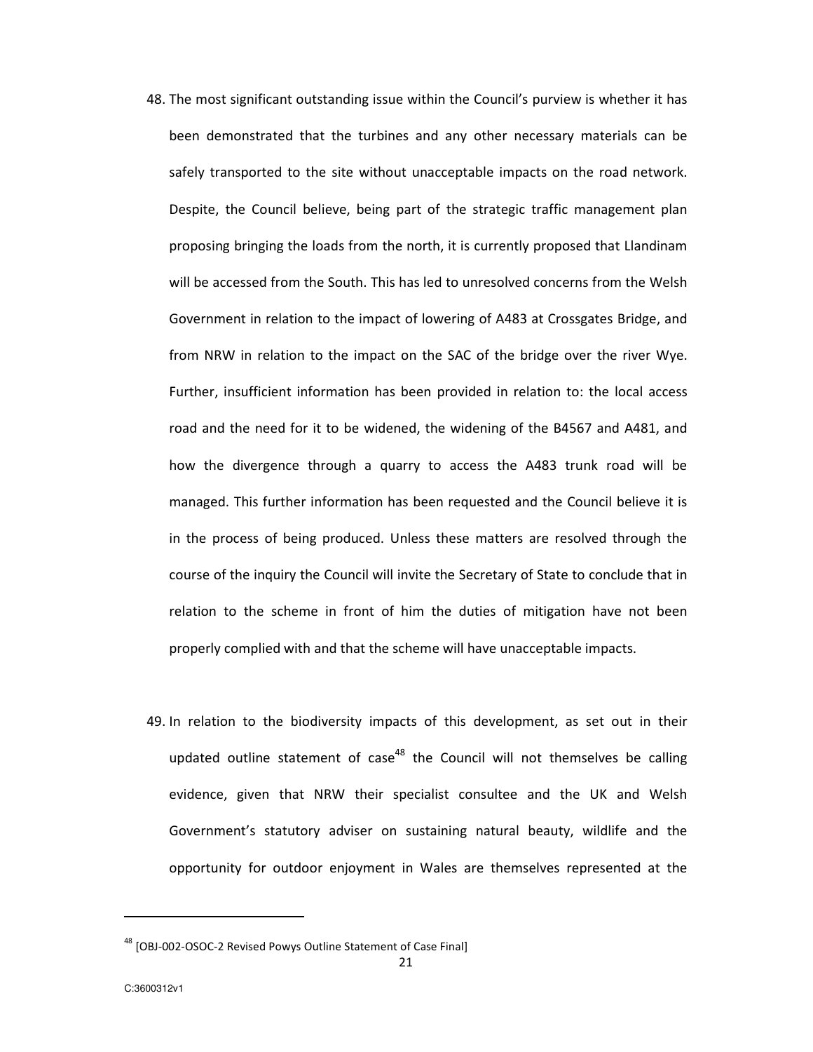48. The most significant outstanding issue within the Council's purview is whether it has been demonstrated that the turbines and any other necessary materials can be safely transported to the site without unacceptable impacts on the road network. Despite, the Council believe, being part of the strategic traffic management plan proposing bringing the loads from the north, it is currently proposed that Llandinam will be accessed from the South. This has led to unresolved concerns from the Welsh Government in relation to the impact of lowering of A483 at Crossgates Bridge, and from NRW in relation to the impact on the SAC of the bridge over the river Wye. Further, insufficient information has been provided in relation to: the local access road and the need for it to be widened, the widening of the B4567 and A481, and how the divergence through a quarry to access the A483 trunk road will be managed. This further information has been requested and the Council believe it is in the process of being produced. Unless these matters are resolved through the course of the inquiry the Council will invite the Secretary of State to conclude that in relation to the scheme in front of him the duties of mitigation have not been properly complied with and that the scheme will have unacceptable impacts.

49. In relation to the biodiversity impacts of this development, as set out in their updated outline statement of case[48] the Council will not themselves be calling evidence, given that NRW their specialist consultee and the UK and Welsh Government's statutory adviser on sustaining natural beauty, wildlife and the opportunity for outdoor enjoyment in Wales are themselves represented at the

---

[48] [OBJ-002-OSOC-2 Revised Powys Outline Statement of Case Final]

C:3600312v1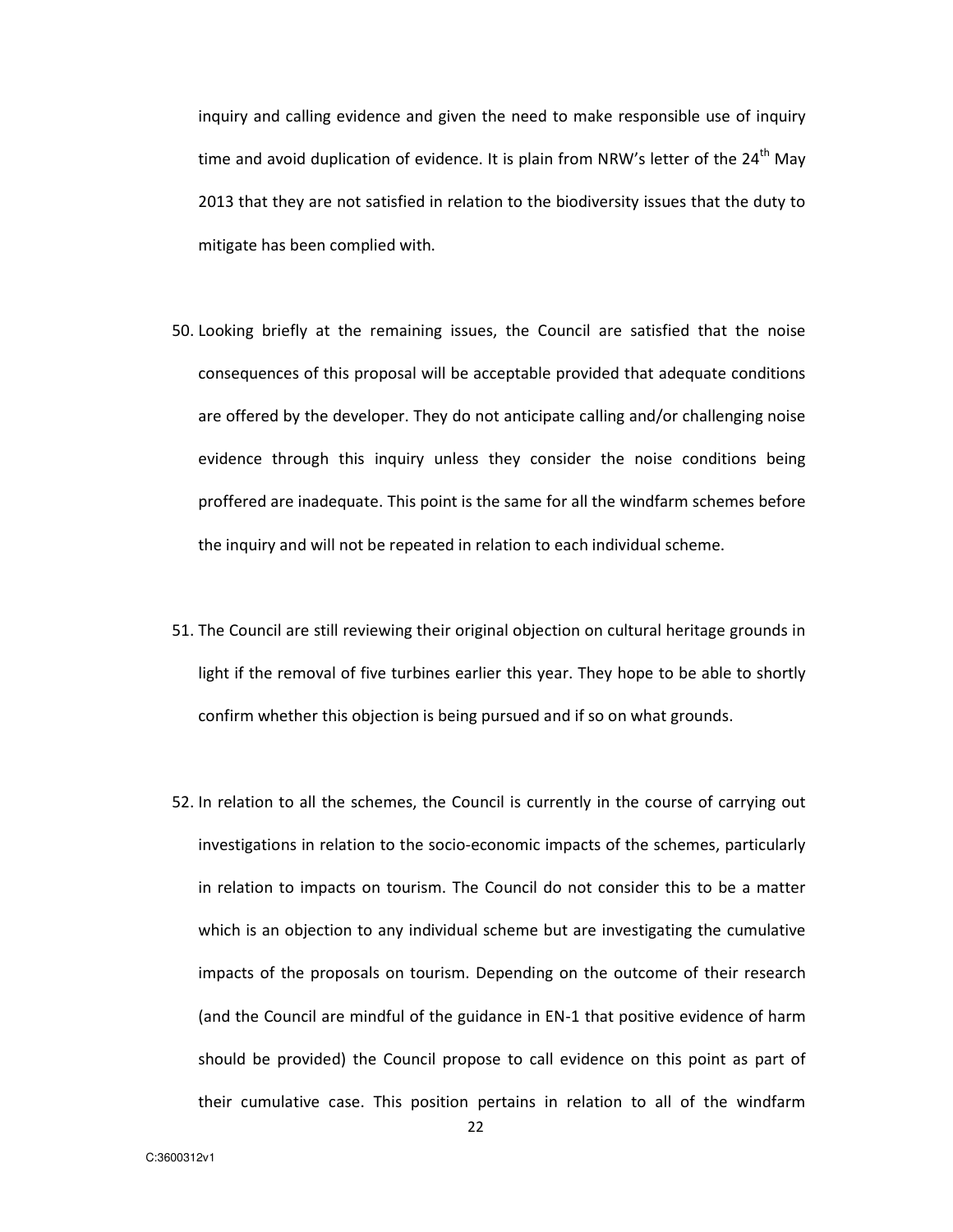inquiry and calling evidence and given the need to make responsible use of inquiry time and avoid duplication of evidence. It is plain from NRW's letter of the 24th May 2013 that they are not satisfied in relation to the biodiversity issues that the duty to mitigate has been complied with.

50. Looking briefly at the remaining issues, the Council are satisfied that the noise consequences of this proposal will be acceptable provided that adequate conditions are offered by the developer. They do not anticipate calling and/or challenging noise evidence through this inquiry unless they consider the noise conditions being proffered are inadequate. This point is the same for all the windfarm schemes before the inquiry and will not be repeated in relation to each individual scheme.

51. The Council are still reviewing their original objection on cultural heritage grounds in light if the removal of five turbines earlier this year. They hope to be able to shortly confirm whether this objection is being pursued and if so on what grounds.

52. In relation to all the schemes, the Council is currently in the course of carrying out investigations in relation to the socio-economic impacts of the schemes, particularly in relation to impacts on tourism. The Council do not consider this to be a matter which is an objection to any individual scheme but are investigating the cumulative impacts of the proposals on tourism. Depending on the outcome of their research (and the Council are mindful of the guidance in EN-1 that positive evidence of harm should be provided) the Council propose to call evidence on this point as part of their cumulative case. This position pertains in relation to all of the windfarm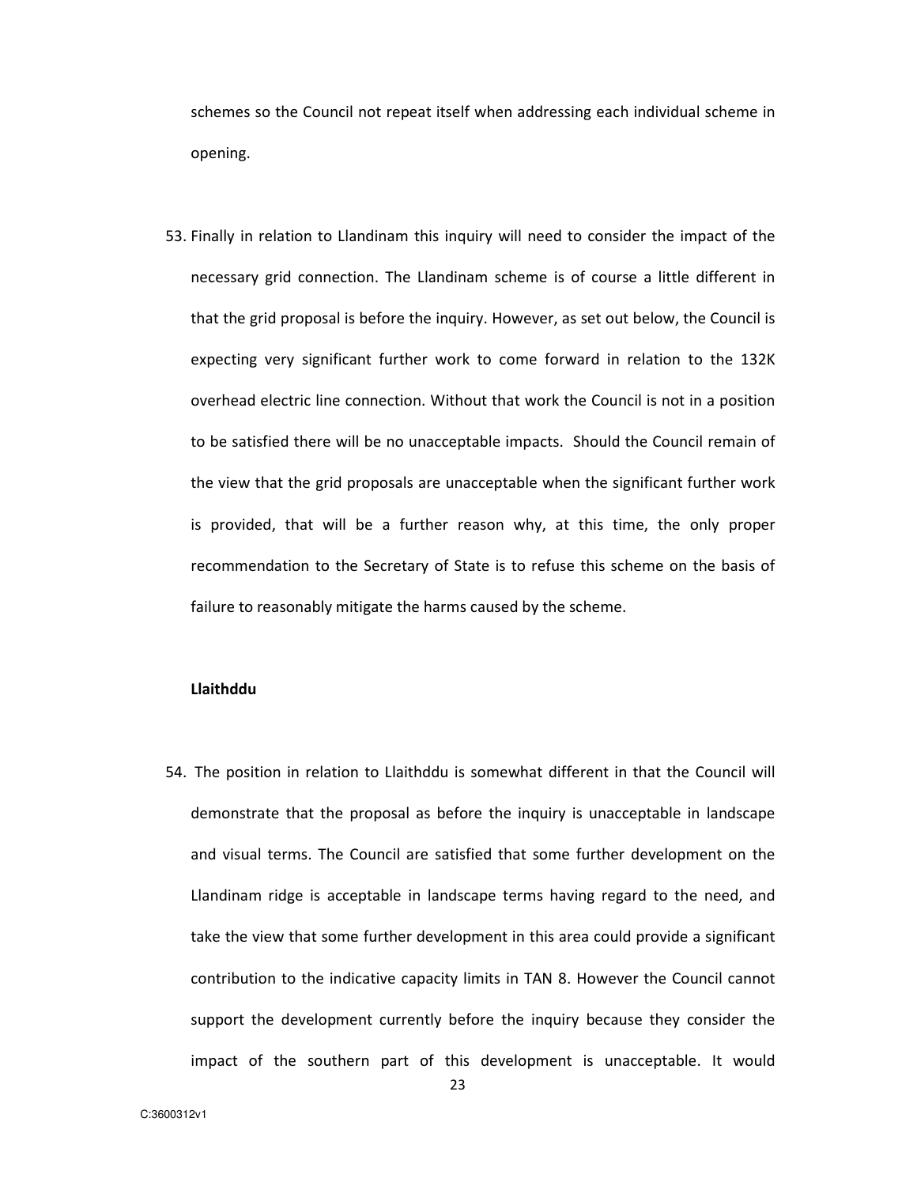schemes so the Council not repeat itself when addressing each individual scheme in opening.

53. Finally in relation to Llandinam this inquiry will need to consider the impact of the necessary grid connection. The Llandinam scheme is of course a little different in that the grid proposal is before the inquiry. However, as set out below, the Council is expecting very significant further work to come forward in relation to the 132K overhead electric line connection. Without that work the Council is not in a position to be satisfied there will be no unacceptable impacts. Should the Council remain of the view that the grid proposals are unacceptable when the significant further work is provided, that will be a further reason why, at this time, the only proper recommendation to the Secretary of State is to refuse this scheme on the basis of failure to reasonably mitigate the harms caused by the scheme.

**Llaithddu**

54. The position in relation to Llaithddu is somewhat different in that the Council will demonstrate that the proposal as before the inquiry is unacceptable in landscape and visual terms. The Council are satisfied that some further development on the Llandinam ridge is acceptable in landscape terms having regard to the need, and take the view that some further development in this area could provide a significant contribution to the indicative capacity limits in TAN 8. However the Council cannot support the development currently before the inquiry because they consider the impact of the southern part of this development is unacceptable. It would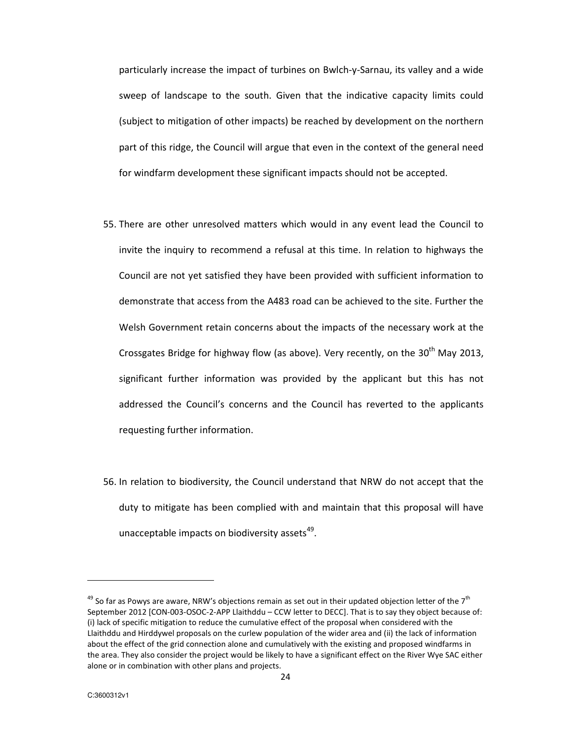particularly increase the impact of turbines on Bwlch-y-Sarnau, its valley and a wide sweep of landscape to the south. Given that the indicative capacity limits could (subject to mitigation of other impacts) be reached by development on the northern part of this ridge, the Council will argue that even in the context of the general need for windfarm development these significant impacts should not be accepted.

55. There are other unresolved matters which would in any event lead the Council to invite the inquiry to recommend a refusal at this time. In relation to highways the Council are not yet satisfied they have been provided with sufficient information to demonstrate that access from the A483 road can be achieved to the site. Further the Welsh Government retain concerns about the impacts of the necessary work at the Crossgates Bridge for highway flow (as above). Very recently, on the 30th May 2013, significant further information was provided by the applicant but this has not addressed the Council's concerns and the Council has reverted to the applicants requesting further information.

56. In relation to biodiversity, the Council understand that NRW do not accept that the duty to mitigate has been complied with and maintain that this proposal will have unacceptable impacts on biodiversity assets[49].

---

[49] So far as Powys are aware, NRW's objections remain as set out in their updated objection letter of the 7th September 2012 [CON-003-OSOC-2-APP Llaithddu – CCW letter to DECC]. That is to say they object because of: (i) lack of specific mitigation to reduce the cumulative effect of the proposal when considered with the Llaithddu and Hirddywel proposals on the curlew population of the wider area and (ii) the lack of information about the effect of the grid connection alone and cumulatively with the existing and proposed windfarms in the area. They also consider the project would be likely to have a significant effect on the River Wye SAC either alone or in combination with other plans and projects.

C:3600312v1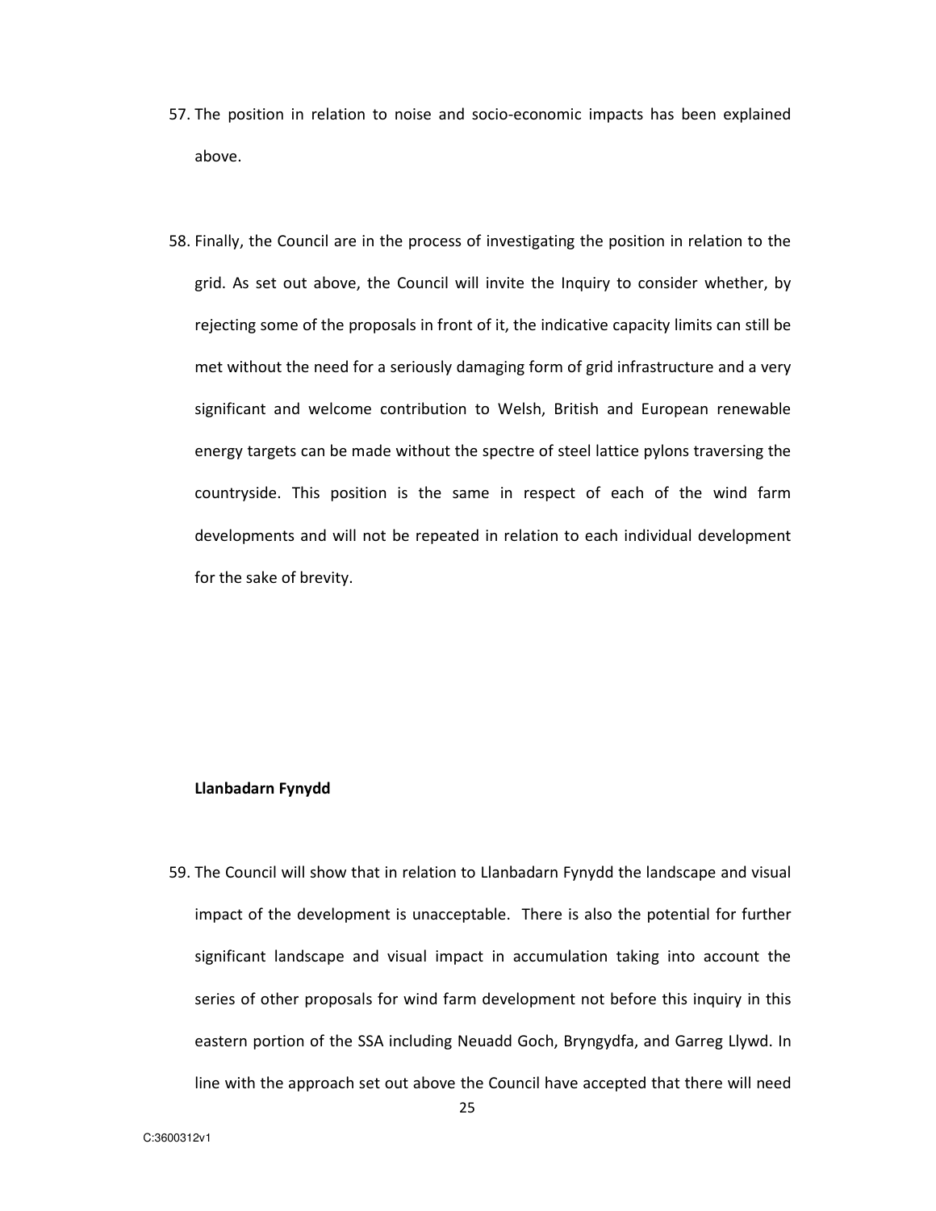57. The position in relation to noise and socio-economic impacts has been explained above.

58. Finally, the Council are in the process of investigating the position in relation to the grid. As set out above, the Council will invite the Inquiry to consider whether, by rejecting some of the proposals in front of it, the indicative capacity limits can still be met without the need for a seriously damaging form of grid infrastructure and a very significant and welcome contribution to Welsh, British and European renewable energy targets can be made without the spectre of steel lattice pylons traversing the countryside. This position is the same in respect of each of the wind farm developments and will not be repeated in relation to each individual development for the sake of brevity.

**Llanbadarn Fynydd**

59. The Council will show that in relation to Llanbadarn Fynydd the landscape and visual impact of the development is unacceptable. There is also the potential for further significant landscape and visual impact in accumulation taking into account the series of other proposals for wind farm development not before this inquiry in this eastern portion of the SSA including Neuadd Goch, Bryngydfa, and Garreg Llywd. In line with the approach set out above the Council have accepted that there will need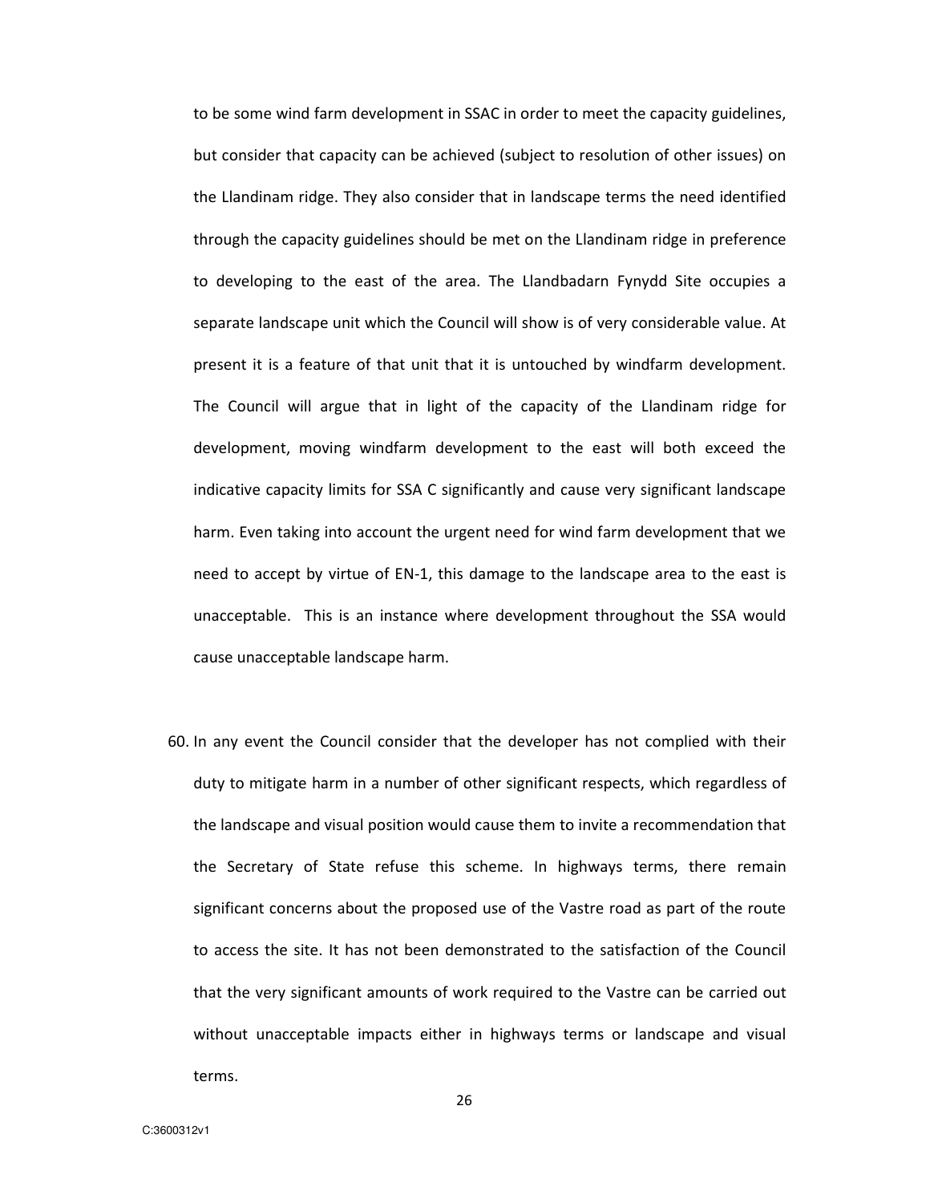to be some wind farm development in SSAC in order to meet the capacity guidelines, but consider that capacity can be achieved (subject to resolution of other issues) on the Llandinam ridge. They also consider that in landscape terms the need identified through the capacity guidelines should be met on the Llandinam ridge in preference to developing to the east of the area. The Llandbadarn Fynydd Site occupies a separate landscape unit which the Council will show is of very considerable value. At present it is a feature of that unit that it is untouched by windfarm development. The Council will argue that in light of the capacity of the Llandinam ridge for development, moving windfarm development to the east will both exceed the indicative capacity limits for SSA C significantly and cause very significant landscape harm. Even taking into account the urgent need for wind farm development that we need to accept by virtue of EN-1, this damage to the landscape area to the east is unacceptable. This is an instance where development throughout the SSA would cause unacceptable landscape harm.

60. In any event the Council consider that the developer has not complied with their duty to mitigate harm in a number of other significant respects, which regardless of the landscape and visual position would cause them to invite a recommendation that the Secretary of State refuse this scheme. In highways terms, there remain significant concerns about the proposed use of the Vastre road as part of the route to access the site. It has not been demonstrated to the satisfaction of the Council that the very significant amounts of work required to the Vastre can be carried out without unacceptable impacts either in highways terms or landscape and visual terms.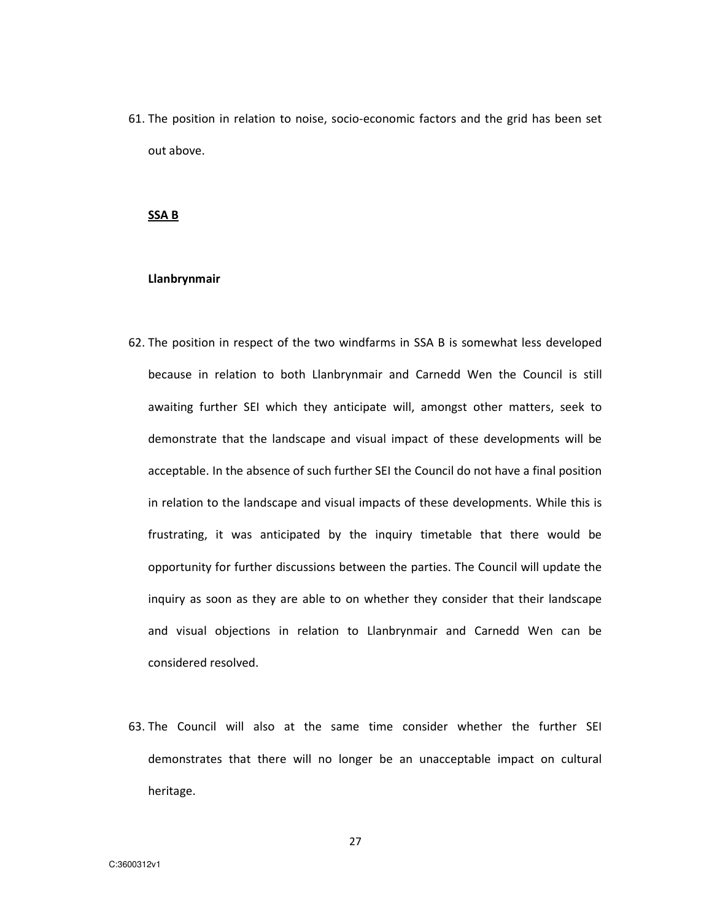61. The position in relation to noise, socio-economic factors and the grid has been set out above.

**<u>SSA B</u>**

**Llanbrynmair**

62. The position in respect of the two windfarms in SSA B is somewhat less developed because in relation to both Llanbrynmair and Carnedd Wen the Council is still awaiting further SEI which they anticipate will, amongst other matters, seek to demonstrate that the landscape and visual impact of these developments will be acceptable. In the absence of such further SEI the Council do not have a final position in relation to the landscape and visual impacts of these developments. While this is frustrating, it was anticipated by the inquiry timetable that there would be opportunity for further discussions between the parties. The Council will update the inquiry as soon as they are able to on whether they consider that their landscape and visual objections in relation to Llanbrynmair and Carnedd Wen can be considered resolved.

63. The Council will also at the same time consider whether the further SEI demonstrates that there will no longer be an unacceptable impact on cultural heritage.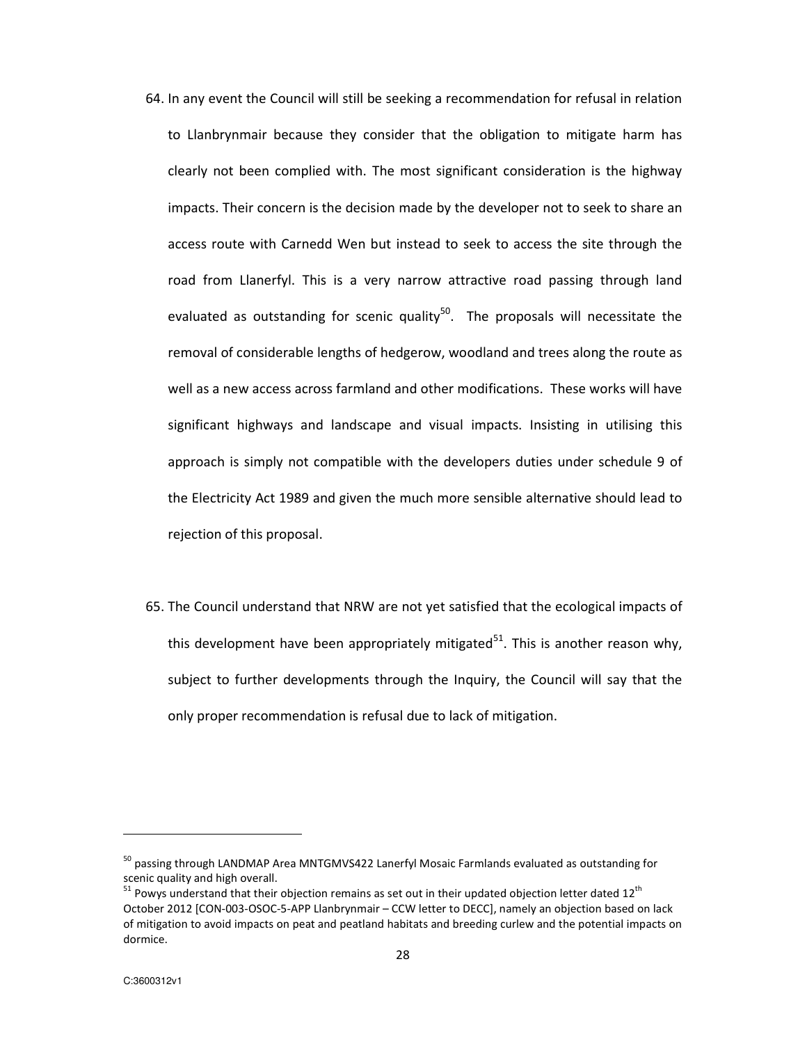64. In any event the Council will still be seeking a recommendation for refusal in relation to Llanbrynmair because they consider that the obligation to mitigate harm has clearly not been complied with. The most significant consideration is the highway impacts. Their concern is the decision made by the developer not to seek to share an access route with Carnedd Wen but instead to seek to access the site through the road from Llanerfyl. This is a very narrow attractive road passing through land evaluated as outstanding for scenic quality[50]. The proposals will necessitate the removal of considerable lengths of hedgerow, woodland and trees along the route as well as a new access across farmland and other modifications. These works will have significant highways and landscape and visual impacts. Insisting in utilising this approach is simply not compatible with the developers duties under schedule 9 of the Electricity Act 1989 and given the much more sensible alternative should lead to rejection of this proposal.

65. The Council understand that NRW are not yet satisfied that the ecological impacts of this development have been appropriately mitigated[51]. This is another reason why, subject to further developments through the Inquiry, the Council will say that the only proper recommendation is refusal due to lack of mitigation.

---

[50] passing through LANDMAP Area MNTGMVS422 Lanerfyl Mosaic Farmlands evaluated as outstanding for scenic quality and high overall.

[51] Powys understand that their objection remains as set out in their updated objection letter dated 12th October 2012 [CON-003-OSOC-5-APP Llanbrynmair – CCW letter to DECC], namely an objection based on lack of mitigation to avoid impacts on peat and peatland habitats and breeding curlew and the potential impacts on dormice.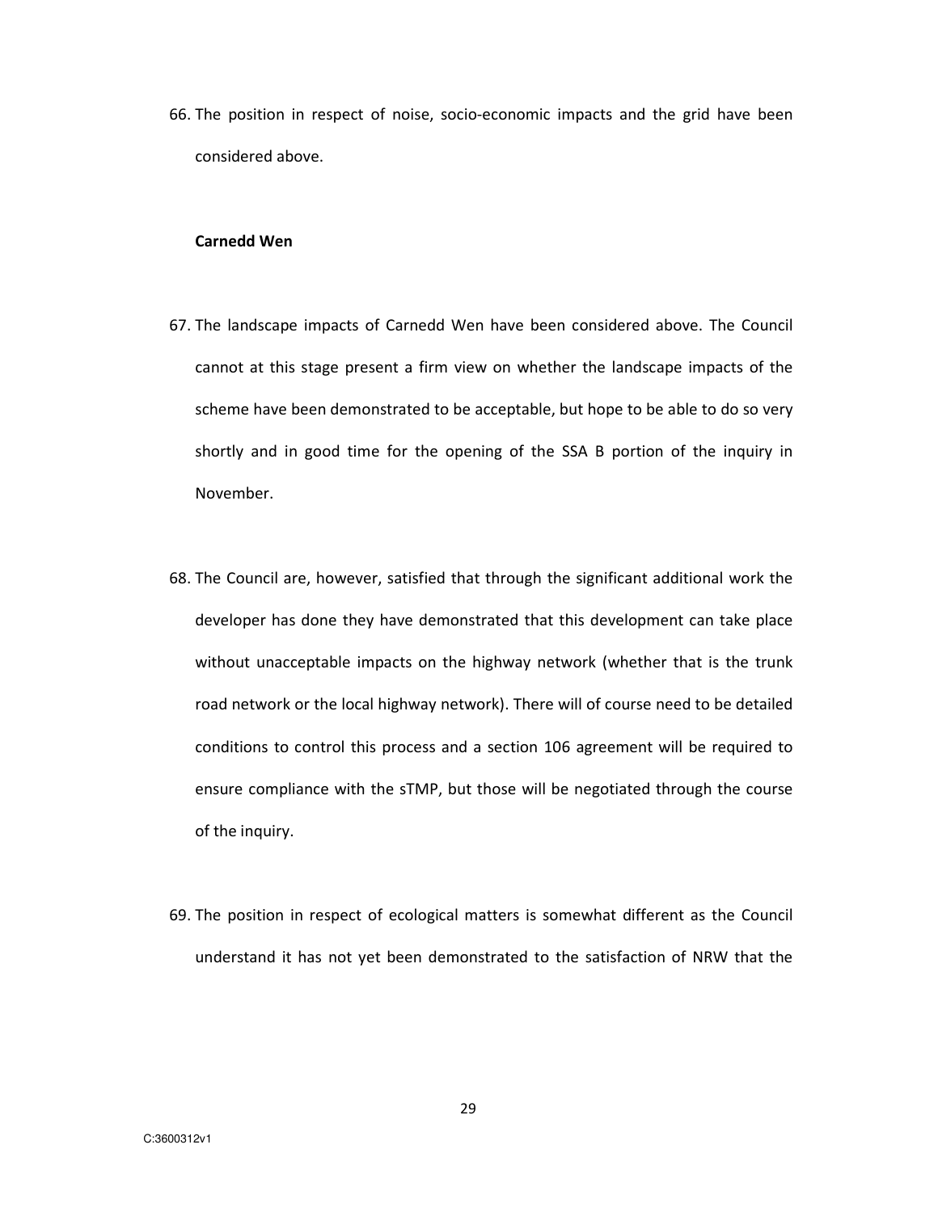66. The position in respect of noise, socio-economic impacts and the grid have been considered above.

**Carnedd Wen**

67. The landscape impacts of Carnedd Wen have been considered above. The Council cannot at this stage present a firm view on whether the landscape impacts of the scheme have been demonstrated to be acceptable, but hope to be able to do so very shortly and in good time for the opening of the SSA B portion of the inquiry in November.

68. The Council are, however, satisfied that through the significant additional work the developer has done they have demonstrated that this development can take place without unacceptable impacts on the highway network (whether that is the trunk road network or the local highway network). There will of course need to be detailed conditions to control this process and a section 106 agreement will be required to ensure compliance with the sTMP, but those will be negotiated through the course of the inquiry.

69. The position in respect of ecological matters is somewhat different as the Council understand it has not yet been demonstrated to the satisfaction of NRW that the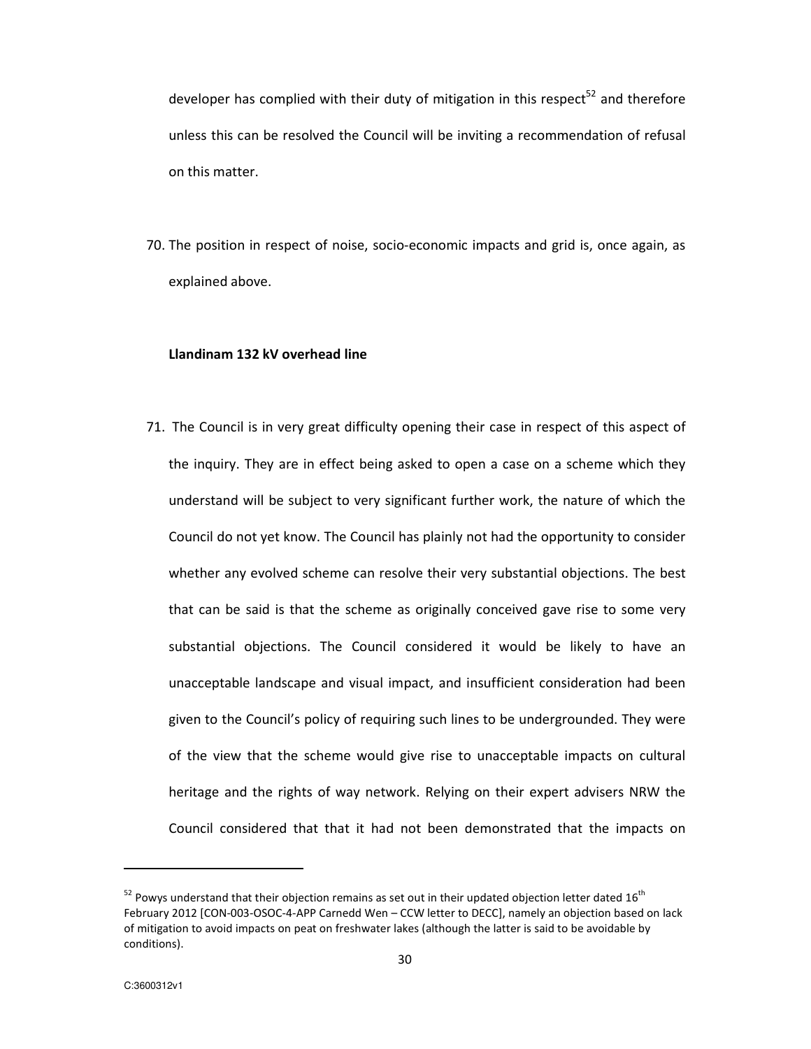developer has complied with their duty of mitigation in this respect[52] and therefore unless this can be resolved the Council will be inviting a recommendation of refusal on this matter.

70. The position in respect of noise, socio-economic impacts and grid is, once again, as explained above.

**Llandinam 132 kV overhead line**

71. The Council is in very great difficulty opening their case in respect of this aspect of the inquiry. They are in effect being asked to open a case on a scheme which they understand will be subject to very significant further work, the nature of which the Council do not yet know. The Council has plainly not had the opportunity to consider whether any evolved scheme can resolve their very substantial objections. The best that can be said is that the scheme as originally conceived gave rise to some very substantial objections. The Council considered it would be likely to have an unacceptable landscape and visual impact, and insufficient consideration had been given to the Council's policy of requiring such lines to be undergrounded. They were of the view that the scheme would give rise to unacceptable impacts on cultural heritage and the rights of way network. Relying on their expert advisers NRW the Council considered that that it had not been demonstrated that the impacts on

---

[52] Powys understand that their objection remains as set out in their updated objection letter dated 16th February 2012 [CON-003-OSOC-4-APP Carnedd Wen – CCW letter to DECC], namely an objection based on lack of mitigation to avoid impacts on peat on freshwater lakes (although the latter is said to be avoidable by conditions).

C:3600312v1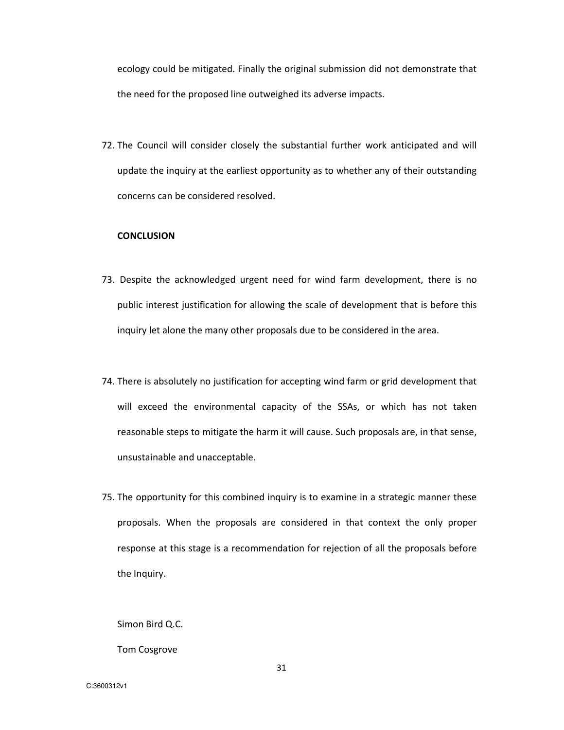ecology could be mitigated. Finally the original submission did not demonstrate that the need for the proposed line outweighed its adverse impacts.

72. The Council will consider closely the substantial further work anticipated and will update the inquiry at the earliest opportunity as to whether any of their outstanding concerns can be considered resolved.

**CONCLUSION**

73. Despite the acknowledged urgent need for wind farm development, there is no public interest justification for allowing the scale of development that is before this inquiry let alone the many other proposals due to be considered in the area.

74. There is absolutely no justification for accepting wind farm or grid development that will exceed the environmental capacity of the SSAs, or which has not taken reasonable steps to mitigate the harm it will cause. Such proposals are, in that sense, unsustainable and unacceptable.

75. The opportunity for this combined inquiry is to examine in a strategic manner these proposals. When the proposals are considered in that context the only proper response at this stage is a recommendation for rejection of all the proposals before the Inquiry.

Simon Bird Q.C.

Tom Cosgrove

C:3600312v1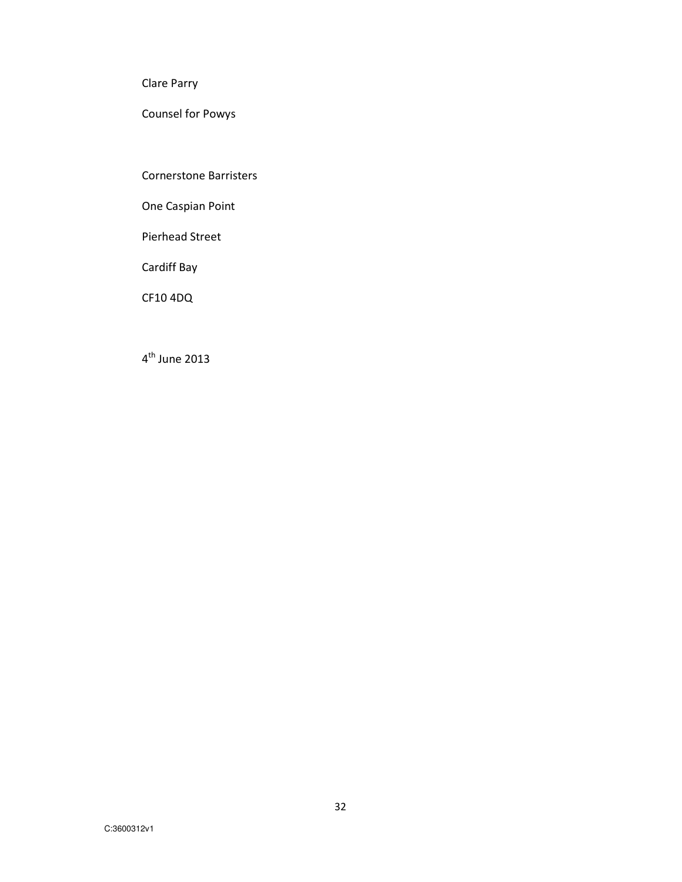Clare Parry

Counsel for Powys

Cornerstone Barristers

One Caspian Point

Pierhead Street

Cardiff Bay

CF10 4DQ

4th June 2013

C:3600312v1